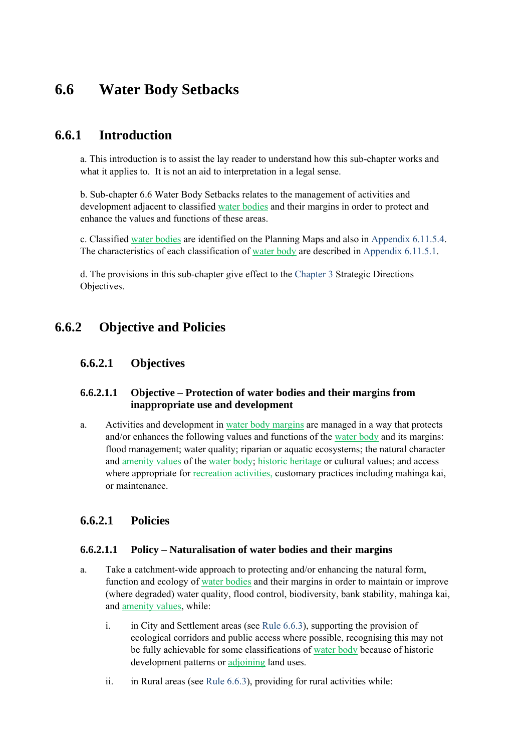# 6.6 Water Body Setbacks

## 6.6.1 Introduction

a. This introduction is to assist the lay reader to understand how this sub-chapter works and what it applies to. It is not an aid to interpretation in a legal sense.

b. Sub-chapter 6.6 Water Body Setbacks relates to the management of activities and development adjacent to classified water bodies and their margins in order to protect and enhance the values and functions of these areas.

c. Classified water bodies are identified on the Planning Maps and also in Appendix 6.11.5.4. The characteristics of each classification of water body are described in Appendix 6.11.5.1.

d. The provisions in this sub-chapter give effect to the Chapter 3 Strategic Directions Objectives.

## 6.6.2 Objective and Policies

### 6.6.2.1 Objectives

#### 6.6.2.1.1 Objective – Protection of water bodies and their margins from inappropriate use and development

a. Activities and development in water body margins are managed in a way that protects and/or enhances the following values and functions of the water body and its margins: flood management; water quality; riparian or aquatic ecosystems; the natural character and amenity values of the water body; historic heritage or cultural values; and access where appropriate for recreation activities, customary practices including mahinga kai, or maintenance.

### 6.6.2.1 Policies

#### 6.6.2.1.1 Policy – Naturalisation of water bodies and their margins

a. Take a catchment-wide approach to protecting and/or enhancing the natural form, function and ecology of water bodies and their margins in order to maintain or improve (where degraded) water quality, flood control, biodiversity, bank stability, mahinga kai, and amenity values, while:

   i. in City and Settlement areas (see Rule 6.6.3), supporting the provision of ecological corridors and public access where possible, recognising this may not be fully achievable for some classifications of water body because of historic development patterns or adjoining land uses.

   ii. in Rural areas (see Rule 6.6.3), providing for rural activities while: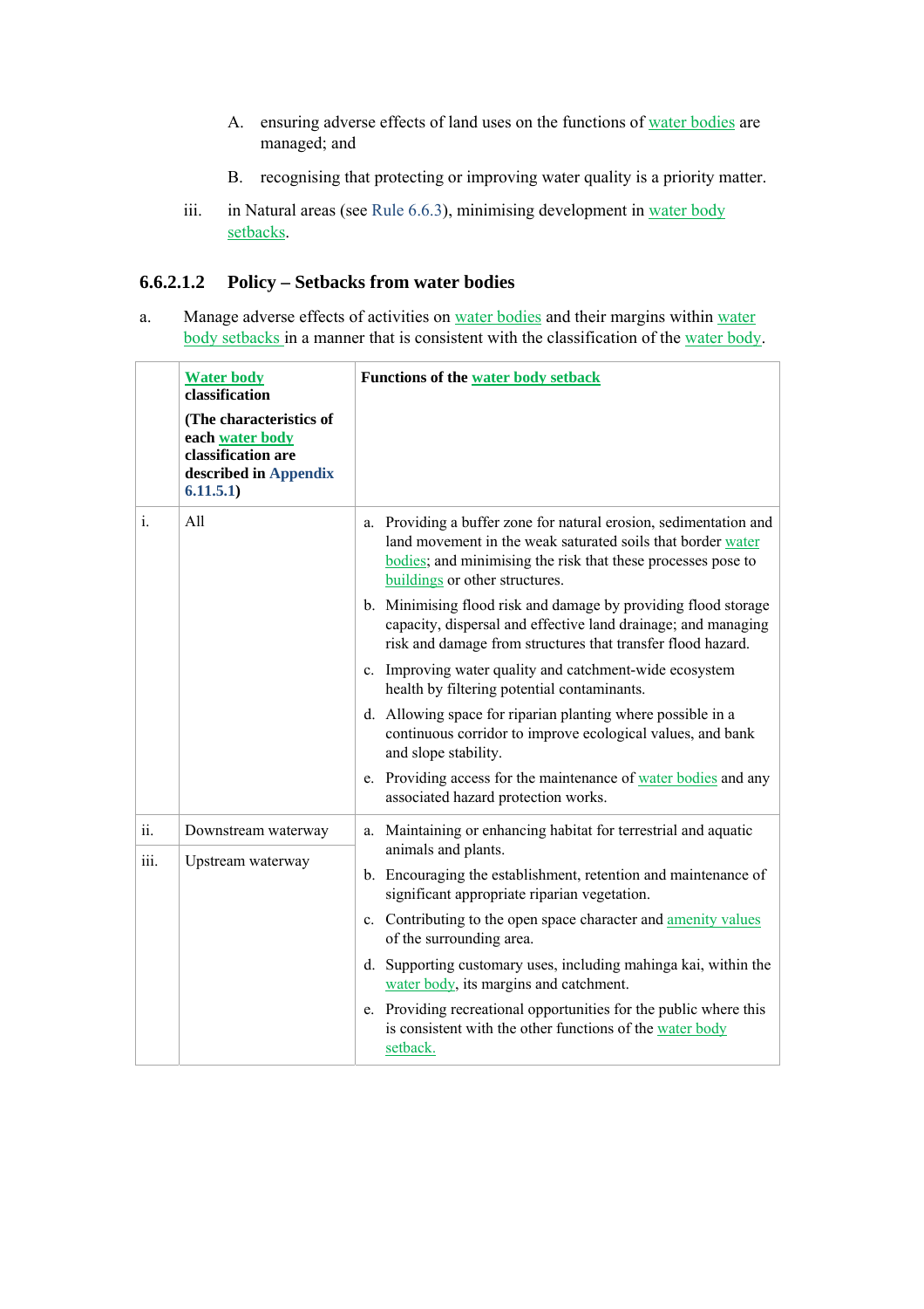A. ensuring adverse effects of land uses on the functions of water bodies are managed; and

B. recognising that protecting or improving water quality is a priority matter.

iii. in Natural areas (see Rule 6.6.3), minimising development in water body setbacks.

### 6.6.2.1.2 Policy – Setbacks from water bodies

a. Manage adverse effects of activities on water bodies and their margins within water body setbacks in a manner that is consistent with the classification of the water body.

| | **Water body classification** **(The characteristics of each water body classification are described in Appendix 6.11.5.1)** | **Functions of the water body setback** |
|---|---|---|
| i. | All | a. Providing a buffer zone for natural erosion, sedimentation and land movement in the weak saturated soils that border water bodies; and minimising the risk that these processes pose to buildings or other structures. b. Minimising flood risk and damage by providing flood storage capacity, dispersal and effective land drainage; and managing risk and damage from structures that transfer flood hazard. c. Improving water quality and catchment-wide ecosystem health by filtering potential contaminants. d. Allowing space for riparian planting where possible in a continuous corridor to improve ecological values, and bank and slope stability. e. Providing access for the maintenance of water bodies and any associated hazard protection works. |
| ii. | Downstream waterway | a. Maintaining or enhancing habitat for terrestrial and aquatic animals and plants. b. Encouraging the establishment, retention and maintenance of significant appropriate riparian vegetation. c. Contributing to the open space character and amenity values of the surrounding area. d. Supporting customary uses, including mahinga kai, within the water body, its margins and catchment. e. Providing recreational opportunities for the public where this is consistent with the other functions of the water body setback. |
| iii. | Upstream waterway | |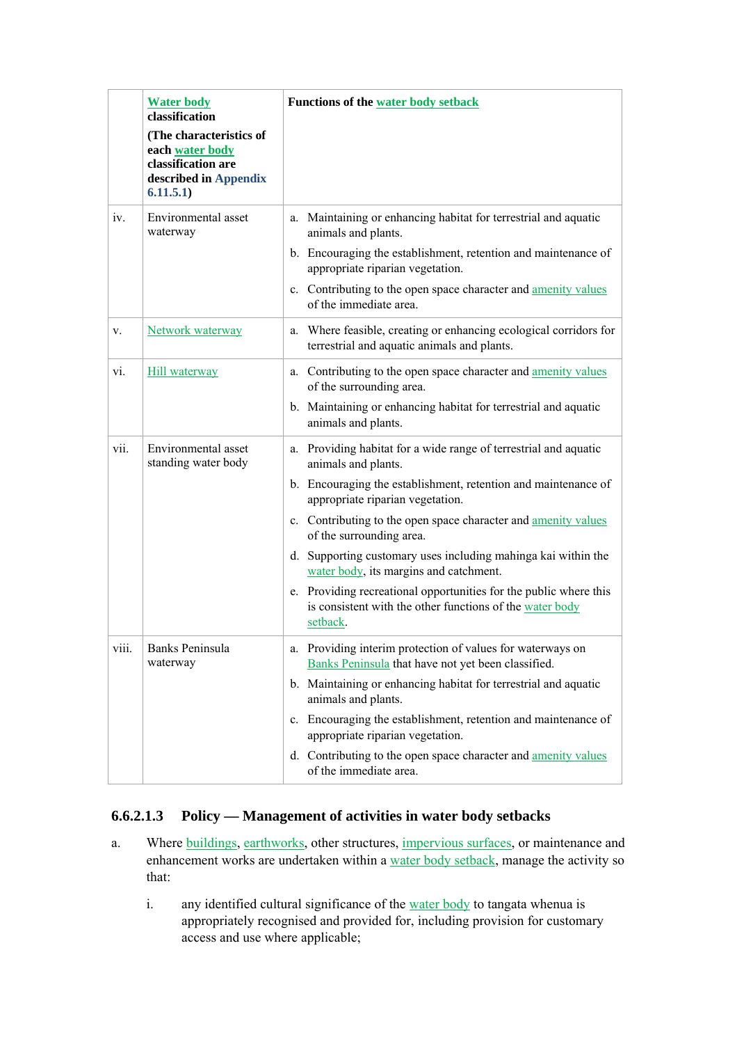| | **Water body classification** (The characteristics of each water body classification are described in Appendix 6.11.5.1) | **Functions of the water body setback** |
|---|---|---|
| iv. | Environmental asset waterway | a. Maintaining or enhancing habitat for terrestrial and aquatic animals and plants.<br>b. Encouraging the establishment, retention and maintenance of appropriate riparian vegetation.<br>c. Contributing to the open space character and amenity values of the immediate area. |
| v. | Network waterway | a. Where feasible, creating or enhancing ecological corridors for terrestrial and aquatic animals and plants. |
| vi. | Hill waterway | a. Contributing to the open space character and amenity values of the surrounding area.<br>b. Maintaining or enhancing habitat for terrestrial and aquatic animals and plants. |
| vii. | Environmental asset standing water body | a. Providing habitat for a wide range of terrestrial and aquatic animals and plants.<br>b. Encouraging the establishment, retention and maintenance of appropriate riparian vegetation.<br>c. Contributing to the open space character and amenity values of the surrounding area.<br>d. Supporting customary uses including mahinga kai within the water body, its margins and catchment.<br>e. Providing recreational opportunities for the public where this is consistent with the other functions of the water body setback. |
| viii. | Banks Peninsula waterway | a. Providing interim protection of values for waterways on Banks Peninsula that have not yet been classified.<br>b. Maintaining or enhancing habitat for terrestrial and aquatic animals and plants.<br>c. Encouraging the establishment, retention and maintenance of appropriate riparian vegetation.<br>d. Contributing to the open space character and amenity values of the immediate area. |

### 6.6.2.1.3 Policy — Management of activities in water body setbacks

a. Where buildings, earthworks, other structures, impervious surfaces, or maintenance and enhancement works are undertaken within a water body setback, manage the activity so that:

   i. any identified cultural significance of the water body to tangata whenua is appropriately recognised and provided for, including provision for customary access and use where applicable;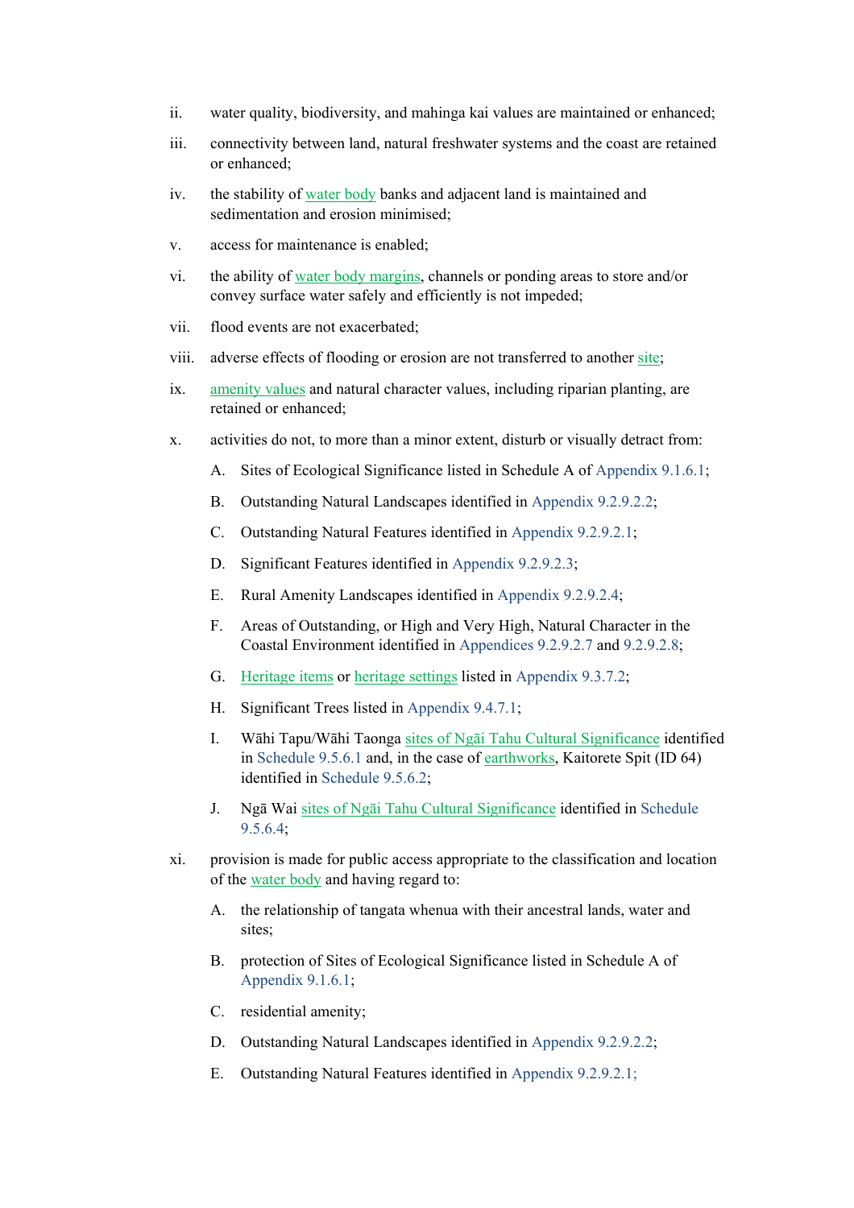ii. water quality, biodiversity, and mahinga kai values are maintained or enhanced;

iii. connectivity between land, natural freshwater systems and the coast are retained or enhanced;

iv. the stability of water body banks and adjacent land is maintained and sedimentation and erosion minimised;

v. access for maintenance is enabled;

vi. the ability of water body margins, channels or ponding areas to store and/or convey surface water safely and efficiently is not impeded;

vii. flood events are not exacerbated;

viii. adverse effects of flooding or erosion are not transferred to another site;

ix. amenity values and natural character values, including riparian planting, are retained or enhanced;

x. activities do not, to more than a minor extent, disturb or visually detract from:

   A. Sites of Ecological Significance listed in Schedule A of Appendix 9.1.6.1;

   B. Outstanding Natural Landscapes identified in Appendix 9.2.9.2.2;

   C. Outstanding Natural Features identified in Appendix 9.2.9.2.1;

   D. Significant Features identified in Appendix 9.2.9.2.3;

   E. Rural Amenity Landscapes identified in Appendix 9.2.9.2.4;

   F. Areas of Outstanding, or High and Very High, Natural Character in the Coastal Environment identified in Appendices 9.2.9.2.7 and 9.2.9.2.8;

   G. Heritage items or heritage settings listed in Appendix 9.3.7.2;

   H. Significant Trees listed in Appendix 9.4.7.1;

   I. Wāhi Tapu/Wāhi Taonga sites of Ngāi Tahu Cultural Significance identified in Schedule 9.5.6.1 and, in the case of earthworks, Kaitorete Spit (ID 64) identified in Schedule 9.5.6.2;

   J. Ngā Wai sites of Ngāi Tahu Cultural Significance identified in Schedule 9.5.6.4;

xi. provision is made for public access appropriate to the classification and location of the water body and having regard to:

   A. the relationship of tangata whenua with their ancestral lands, water and sites;

   B. protection of Sites of Ecological Significance listed in Schedule A of Appendix 9.1.6.1;

   C. residential amenity;

   D. Outstanding Natural Landscapes identified in Appendix 9.2.9.2.2;

   E. Outstanding Natural Features identified in Appendix 9.2.9.2.1;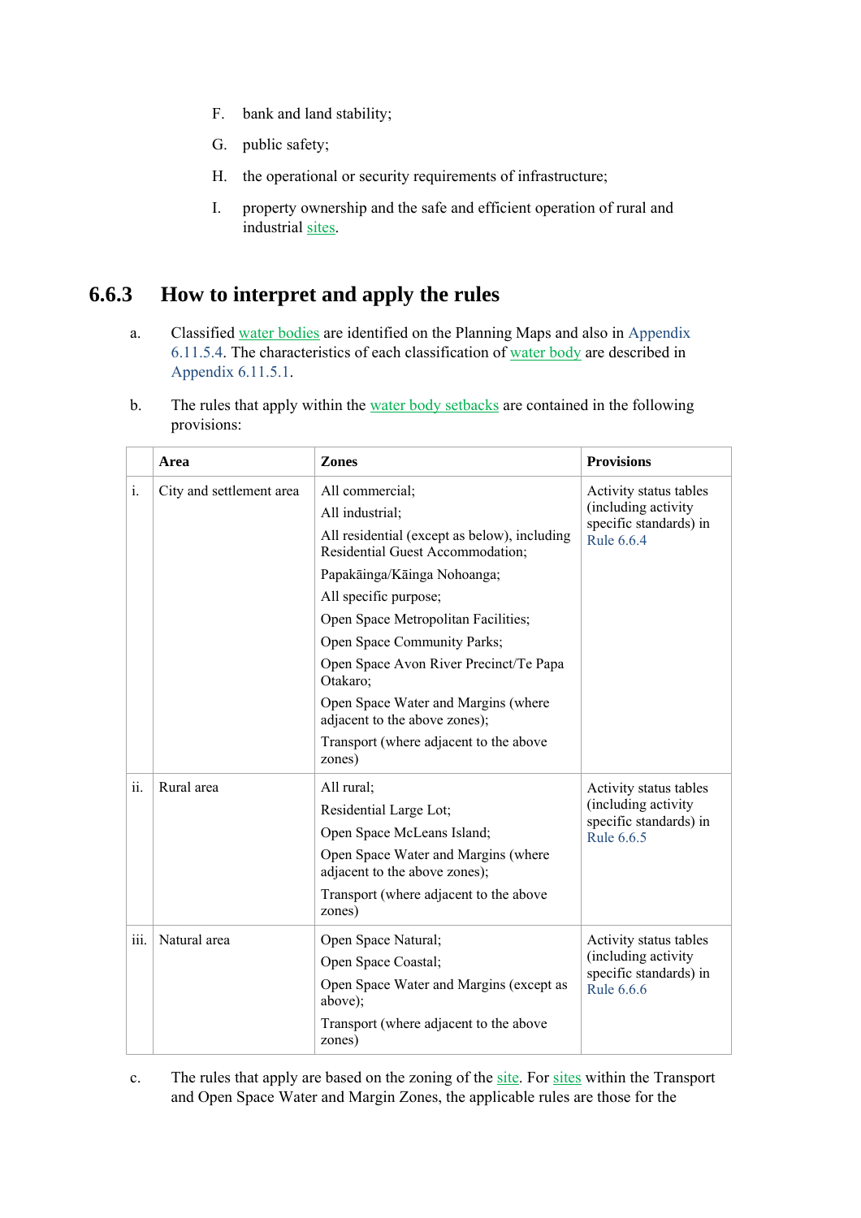F. bank and land stability;

G. public safety;

H. the operational or security requirements of infrastructure;

I. property ownership and the safe and efficient operation of rural and industrial sites.

## 6.6.3 How to interpret and apply the rules

a. Classified water bodies are identified on the Planning Maps and also in Appendix 6.11.5.4. The characteristics of each classification of water body are described in Appendix 6.11.5.1.

b. The rules that apply within the water body setbacks are contained in the following provisions:

| | Area | Zones | Provisions |
|---|---|---|---|
| i. | City and settlement area | All commercial;<br>All industrial;<br>All residential (except as below), including Residential Guest Accommodation;<br>Papakāinga/Kāinga Nohoanga;<br>All specific purpose;<br>Open Space Metropolitan Facilities;<br>Open Space Community Parks;<br>Open Space Avon River Precinct/Te Papa Otakaro;<br>Open Space Water and Margins (where adjacent to the above zones);<br>Transport (where adjacent to the above zones) | Activity status tables (including activity specific standards) in Rule 6.6.4 |
| ii. | Rural area | All rural;<br>Residential Large Lot;<br>Open Space McLeans Island;<br>Open Space Water and Margins (where adjacent to the above zones);<br>Transport (where adjacent to the above zones) | Activity status tables (including activity specific standards) in Rule 6.6.5 |
| iii. | Natural area | Open Space Natural;<br>Open Space Coastal;<br>Open Space Water and Margins (except as above);<br>Transport (where adjacent to the above zones) | Activity status tables (including activity specific standards) in Rule 6.6.6 |

c. The rules that apply are based on the zoning of the site. For sites within the Transport and Open Space Water and Margin Zones, the applicable rules are those for the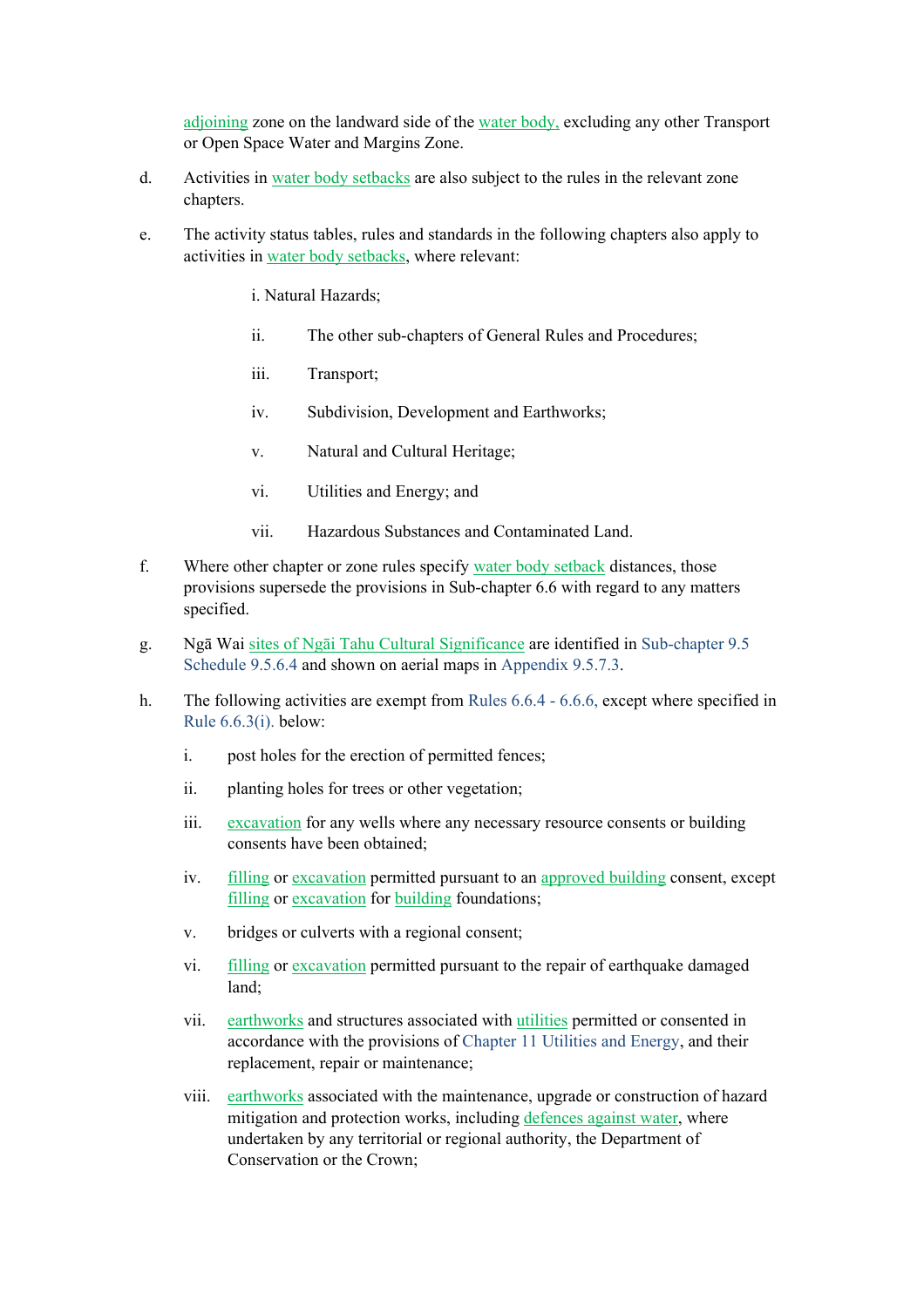adjoining zone on the landward side of the water body, excluding any other Transport or Open Space Water and Margins Zone.

d. Activities in water body setbacks are also subject to the rules in the relevant zone chapters.

e. The activity status tables, rules and standards in the following chapters also apply to activities in water body setbacks, where relevant:

   i. Natural Hazards;

   ii. The other sub-chapters of General Rules and Procedures;

   iii. Transport;

   iv. Subdivision, Development and Earthworks;

   v. Natural and Cultural Heritage;

   vi. Utilities and Energy; and

   vii. Hazardous Substances and Contaminated Land.

f. Where other chapter or zone rules specify water body setback distances, those provisions supersede the provisions in Sub-chapter 6.6 with regard to any matters specified.

g. Ngā Wai sites of Ngāi Tahu Cultural Significance are identified in Sub-chapter 9.5 Schedule 9.5.6.4 and shown on aerial maps in Appendix 9.5.7.3.

h. The following activities are exempt from Rules 6.6.4 - 6.6.6, except where specified in Rule 6.6.3(i). below:

   i. post holes for the erection of permitted fences;

   ii. planting holes for trees or other vegetation;

   iii. excavation for any wells where any necessary resource consents or building consents have been obtained;

   iv. filling or excavation permitted pursuant to an approved building consent, except filling or excavation for building foundations;

   v. bridges or culverts with a regional consent;

   vi. filling or excavation permitted pursuant to the repair of earthquake damaged land;

   vii. earthworks and structures associated with utilities permitted or consented in accordance with the provisions of Chapter 11 Utilities and Energy, and their replacement, repair or maintenance;

   viii. earthworks associated with the maintenance, upgrade or construction of hazard mitigation and protection works, including defences against water, where undertaken by any territorial or regional authority, the Department of Conservation or the Crown;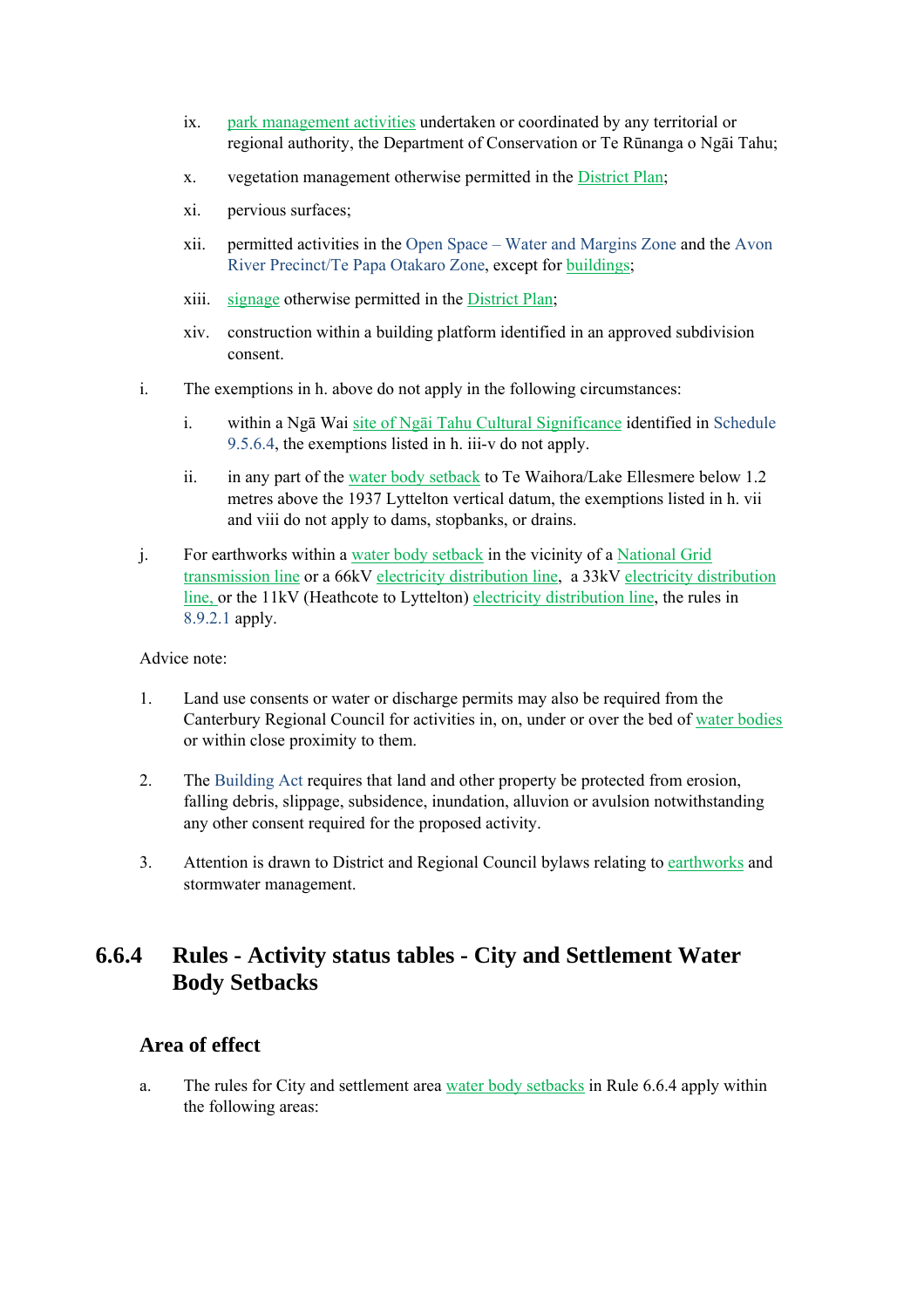ix. park management activities undertaken or coordinated by any territorial or regional authority, the Department of Conservation or Te Rūnanga o Ngāi Tahu;

x. vegetation management otherwise permitted in the District Plan;

xi. pervious surfaces;

xii. permitted activities in the Open Space – Water and Margins Zone and the Avon River Precinct/Te Papa Otakaro Zone, except for buildings;

xiii. signage otherwise permitted in the District Plan;

xiv. construction within a building platform identified in an approved subdivision consent.

i. The exemptions in h. above do not apply in the following circumstances:

   i. within a Ngā Wai site of Ngāi Tahu Cultural Significance identified in Schedule 9.5.6.4, the exemptions listed in h. iii-v do not apply.

   ii. in any part of the water body setback to Te Waihora/Lake Ellesmere below 1.2 metres above the 1937 Lyttelton vertical datum, the exemptions listed in h. vii and viii do not apply to dams, stopbanks, or drains.

j. For earthworks within a water body setback in the vicinity of a National Grid transmission line or a 66kV electricity distribution line, a 33kV electricity distribution line, or the 11kV (Heathcote to Lyttelton) electricity distribution line, the rules in 8.9.2.1 apply.

Advice note:

1. Land use consents or water or discharge permits may also be required from the Canterbury Regional Council for activities in, on, under or over the bed of water bodies or within close proximity to them.

2. The Building Act requires that land and other property be protected from erosion, falling debris, slippage, subsidence, inundation, alluvion or avulsion notwithstanding any other consent required for the proposed activity.

3. Attention is drawn to District and Regional Council bylaws relating to earthworks and stormwater management.

## 6.6.4 Rules - Activity status tables - City and Settlement Water Body Setbacks

### Area of effect

a. The rules for City and settlement area water body setbacks in Rule 6.6.4 apply within the following areas: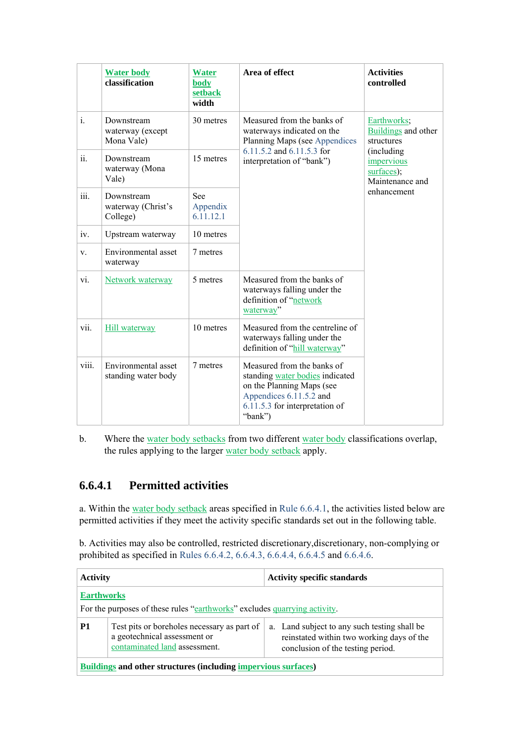| | Water body classification | Water body setback width | Area of effect | Activities controlled |
|---|---|---|---|---|
| i. | Downstream waterway (except Mona Vale) | 30 metres | Measured from the banks of waterways indicated on the Planning Maps (see Appendices 6.11.5.2 and 6.11.5.3 for interpretation of "bank") | Earthworks; Buildings and other structures (including impervious surfaces); Maintenance and enhancement |
| ii. | Downstream waterway (Mona Vale) | 15 metres | | |
| iii. | Downstream waterway (Christ's College) | See Appendix 6.11.12.1 | | |
| iv. | Upstream waterway | 10 metres | | |
| v. | Environmental asset waterway | 7 metres | | |
| vi. | Network waterway | 5 metres | Measured from the banks of waterways falling under the definition of "network waterway" | |
| vii. | Hill waterway | 10 metres | Measured from the centreline of waterways falling under the definition of "hill waterway" | |
| viii. | Environmental asset standing water body | 7 metres | Measured from the banks of standing water bodies indicated on the Planning Maps (see Appendices 6.11.5.2 and 6.11.5.3 for interpretation of "bank") | |

b. Where the water body setbacks from two different water body classifications overlap, the rules applying to the larger water body setback apply.

### 6.6.4.1 Permitted activities

a. Within the water body setback areas specified in Rule 6.6.4.1, the activities listed below are permitted activities if they meet the activity specific standards set out in the following table.

b. Activities may also be controlled, restricted discretionary, discretionary, non-complying or prohibited as specified in Rules 6.6.4.2, 6.6.4.3, 6.6.4.4, 6.6.4.5 and 6.6.4.6.

| Activity | | Activity specific standards |
|---|---|---|
| **Earthworks** For the purposes of these rules "earthworks" excludes quarrying activity. | | |
| **P1** | Test pits or boreholes necessary as part of a geotechnical assessment or contaminated land assessment. | a. Land subject to any such testing shall be reinstated within two working days of the conclusion of the testing period. |
| **Buildings and other structures (including impervious surfaces)** | | |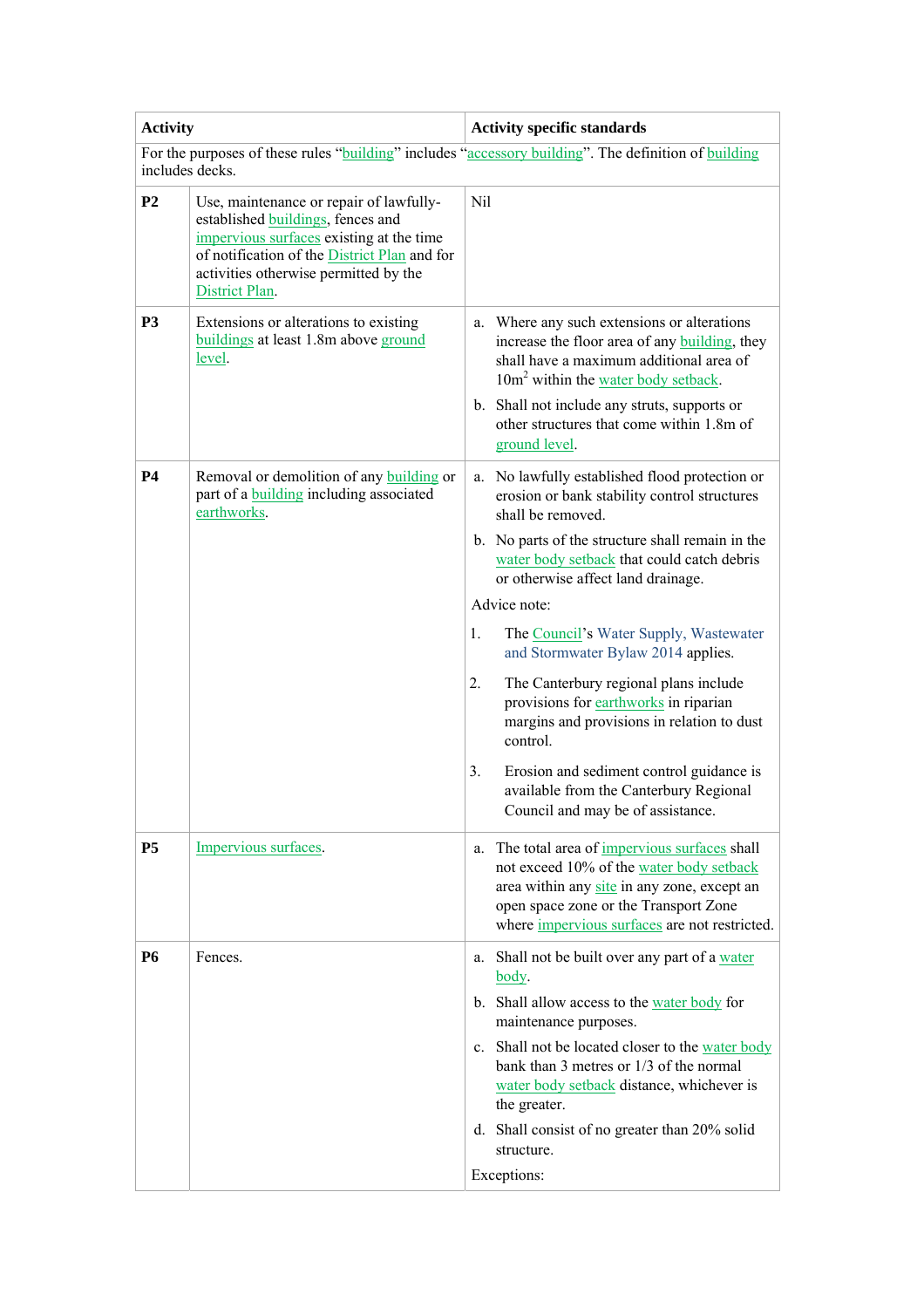| Activity | | Activity specific standards |
|---|---|---|
| For the purposes of these rules "building" includes "accessory building". The definition of building includes decks. | | |
| **P2** | Use, maintenance or repair of lawfully-established buildings, fences and impervious surfaces existing at the time of notification of the District Plan and for activities otherwise permitted by the District Plan. | Nil |
| **P3** | Extensions or alterations to existing buildings at least 1.8m above ground level. | a. Where any such extensions or alterations increase the floor area of any building, they shall have a maximum additional area of 10m$^2$ within the water body setback.<br>b. Shall not include any struts, supports or other structures that come within 1.8m of ground level. |
| **P4** | Removal or demolition of any building or part of a building including associated earthworks. | a. No lawfully established flood protection or erosion or bank stability control structures shall be removed.<br>b. No parts of the structure shall remain in the water body setback that could catch debris or otherwise affect land drainage.<br>Advice note:<br>1. The Council's Water Supply, Wastewater and Stormwater Bylaw 2014 applies.<br>2. The Canterbury regional plans include provisions for earthworks in riparian margins and provisions in relation to dust control.<br>3. Erosion and sediment control guidance is available from the Canterbury Regional Council and may be of assistance. |
| **P5** | Impervious surfaces. | a. The total area of impervious surfaces shall not exceed 10% of the water body setback area within any site in any zone, except an open space zone or the Transport Zone where impervious surfaces are not restricted. |
| **P6** | Fences. | a. Shall not be built over any part of a water body.<br>b. Shall allow access to the water body for maintenance purposes.<br>c. Shall not be located closer to the water body bank than 3 metres or 1/3 of the normal water body setback distance, whichever is the greater.<br>d. Shall consist of no greater than 20% solid structure.<br>Exceptions: |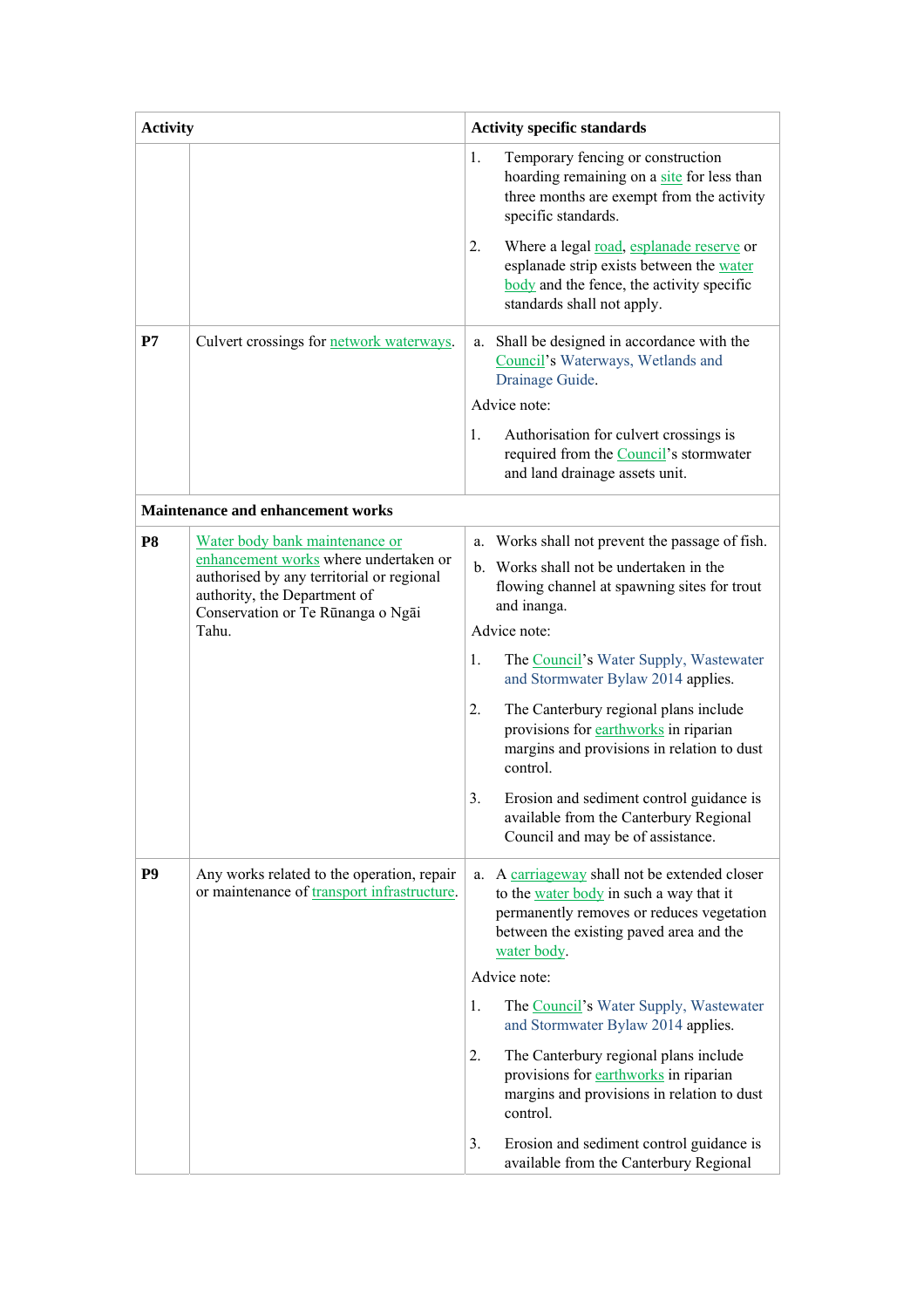| Activity | | Activity specific standards |
|---|---|---|
| | | 1. Temporary fencing or construction hoarding remaining on a site for less than three months are exempt from the activity specific standards.<br><br>2. Where a legal road, esplanade reserve or esplanade strip exists between the water body and the fence, the activity specific standards shall not apply. |
| **P7** | Culvert crossings for network waterways. | a. Shall be designed in accordance with the Council's Waterways, Wetlands and Drainage Guide.<br><br>Advice note:<br><br>1. Authorisation for culvert crossings is required from the Council's stormwater and land drainage assets unit. |
| **Maintenance and enhancement works** | | |
| **P8** | Water body bank maintenance or enhancement works where undertaken or authorised by any territorial or regional authority, the Department of Conservation or Te Rūnanga o Ngāi Tahu. | a. Works shall not prevent the passage of fish.<br><br>b. Works shall not be undertaken in the flowing channel at spawning sites for trout and inanga.<br><br>Advice note:<br><br>1. The Council's Water Supply, Wastewater and Stormwater Bylaw 2014 applies.<br><br>2. The Canterbury regional plans include provisions for earthworks in riparian margins and provisions in relation to dust control.<br><br>3. Erosion and sediment control guidance is available from the Canterbury Regional Council and may be of assistance. |
| **P9** | Any works related to the operation, repair or maintenance of transport infrastructure. | a. A carriageway shall not be extended closer to the water body in such a way that it permanently removes or reduces vegetation between the existing paved area and the water body.<br><br>Advice note:<br><br>1. The Council's Water Supply, Wastewater and Stormwater Bylaw 2014 applies.<br><br>2. The Canterbury regional plans include provisions for earthworks in riparian margins and provisions in relation to dust control.<br><br>3. Erosion and sediment control guidance is available from the Canterbury Regional |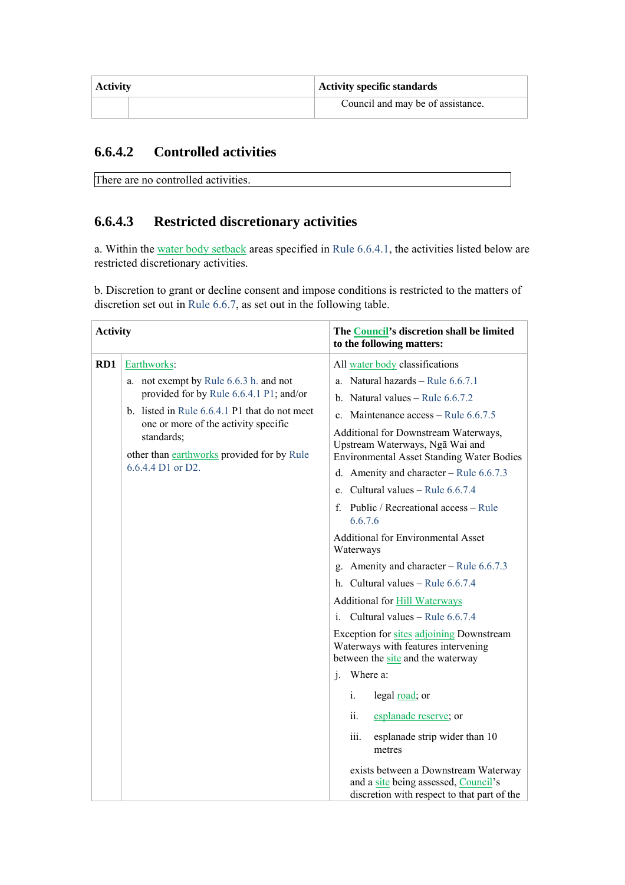| Activity | | Activity specific standards |
|---|---|---|
| | | Council and may be of assistance. |

### 6.6.4.2 Controlled activities

There are no controlled activities.

### 6.6.4.3 Restricted discretionary activities

a. Within the water body setback areas specified in Rule 6.6.4.1, the activities listed below are restricted discretionary activities.

b. Discretion to grant or decline consent and impose conditions is restricted to the matters of discretion set out in Rule 6.6.7, as set out in the following table.

| Activity | | The Council's discretion shall be limited to the following matters: |
|---|---|---|
| **RD1** | Earthworks:<br>a. not exempt by Rule 6.6.3 h. and not provided for by Rule 6.6.4.1 P1; and/or<br>b. listed in Rule 6.6.4.1 P1 that do not meet one or more of the activity specific standards;<br><br>other than earthworks provided for by Rule 6.6.4.4 D1 or D2. | All water body classifications<br>a. Natural hazards – Rule 6.6.7.1<br>b. Natural values – Rule 6.6.7.2<br>c. Maintenance access – Rule 6.6.7.5<br><br>Additional for Downstream Waterways, Upstream Waterways, Ngā Wai and Environmental Asset Standing Water Bodies<br>d. Amenity and character – Rule 6.6.7.3<br>e. Cultural values – Rule 6.6.7.4<br>f. Public / Recreational access – Rule 6.6.7.6<br><br>Additional for Environmental Asset Waterways<br>g. Amenity and character – Rule 6.6.7.3<br>h. Cultural values – Rule 6.6.7.4<br><br>Additional for Hill Waterways<br>i. Cultural values – Rule 6.6.7.4<br><br>Exception for sites adjoining Downstream Waterways with features intervening between the site and the waterway<br>j. Where a:<br>i. legal road; or<br>ii. esplanade reserve; or<br>iii. esplanade strip wider than 10 metres<br><br>exists between a Downstream Waterway and a site being assessed, Council's discretion with respect to that part of the |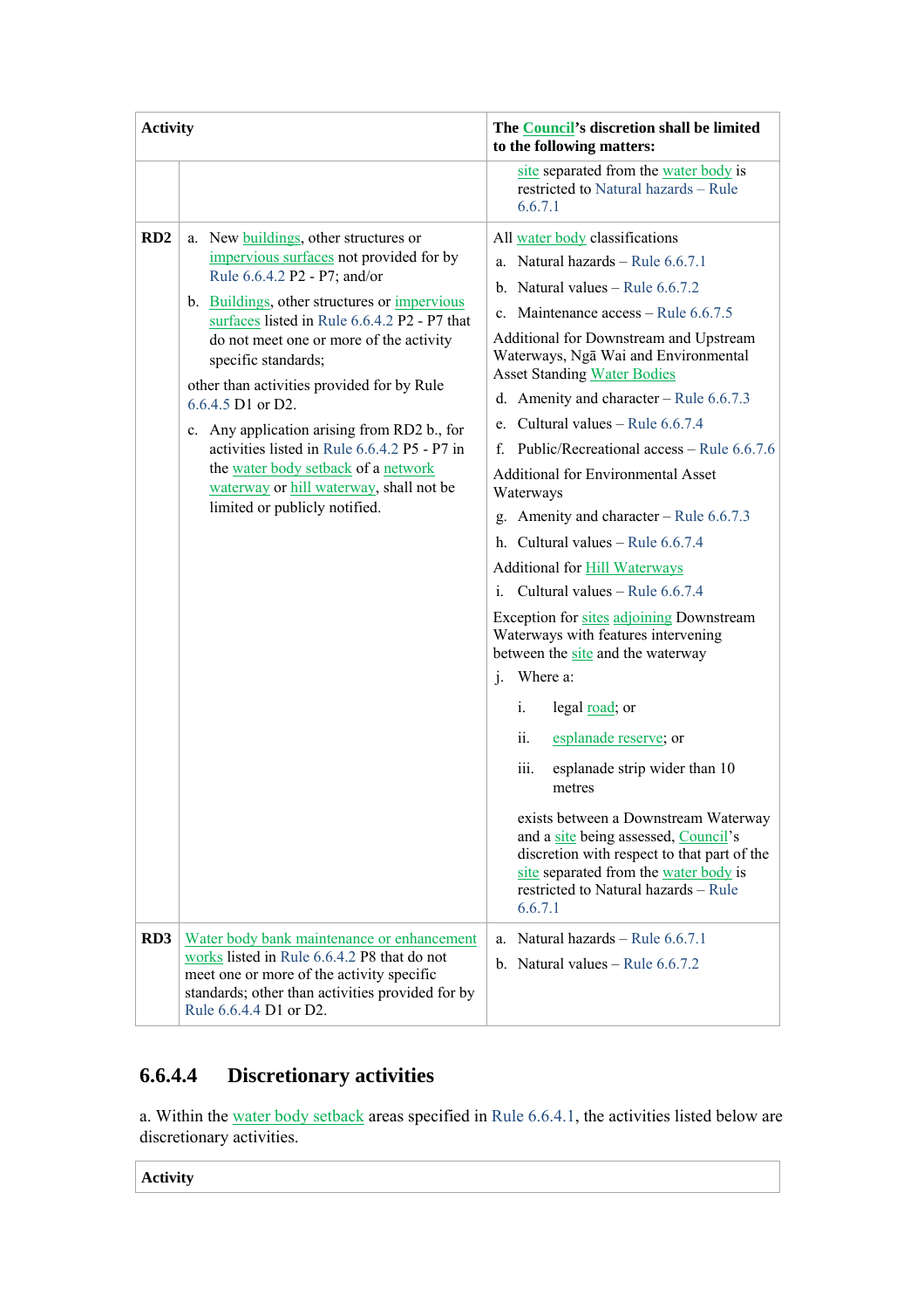| Activity | | The Council's discretion shall be limited to the following matters: |
|---|---|---|
| | | site separated from the water body is restricted to Natural hazards – Rule 6.6.7.1 |
| RD2 | a. New buildings, other structures or impervious surfaces not provided for by Rule 6.6.4.2 P2 - P7; and/or<br>b. Buildings, other structures or impervious surfaces listed in Rule 6.6.4.2 P2 - P7 that do not meet one or more of the activity specific standards;<br>other than activities provided for by Rule 6.6.4.5 D1 or D2.<br>c. Any application arising from RD2 b., for activities listed in Rule 6.6.4.2 P5 - P7 in the water body setback of a network waterway or hill waterway, shall not be limited or publicly notified. | All water body classifications<br>a. Natural hazards – Rule 6.6.7.1<br>b. Natural values – Rule 6.6.7.2<br>c. Maintenance access – Rule 6.6.7.5<br>Additional for Downstream and Upstream Waterways, Ngā Wai and Environmental Asset Standing Water Bodies<br>d. Amenity and character – Rule 6.6.7.3<br>e. Cultural values – Rule 6.6.7.4<br>f. Public/Recreational access – Rule 6.6.7.6<br>Additional for Environmental Asset Waterways<br>g. Amenity and character – Rule 6.6.7.3<br>h. Cultural values – Rule 6.6.7.4<br>Additional for Hill Waterways<br>i. Cultural values – Rule 6.6.7.4<br>Exception for sites adjoining Downstream Waterways with features intervening between the site and the waterway<br>j. Where a:<br>i. legal road; or<br>ii. esplanade reserve; or<br>iii. esplanade strip wider than 10 metres<br>exists between a Downstream Waterway and a site being assessed, Council's discretion with respect to that part of the site separated from the water body is restricted to Natural hazards – Rule 6.6.7.1 |
| RD3 | Water body bank maintenance or enhancement works listed in Rule 6.6.4.2 P8 that do not meet one or more of the activity specific standards; other than activities provided for by Rule 6.6.4.4 D1 or D2. | a. Natural hazards – Rule 6.6.7.1<br>b. Natural values – Rule 6.6.7.2 |

### 6.6.4.4 Discretionary activities

a. Within the water body setback areas specified in Rule 6.6.4.1, the activities listed below are discretionary activities.

| Activity |
|---|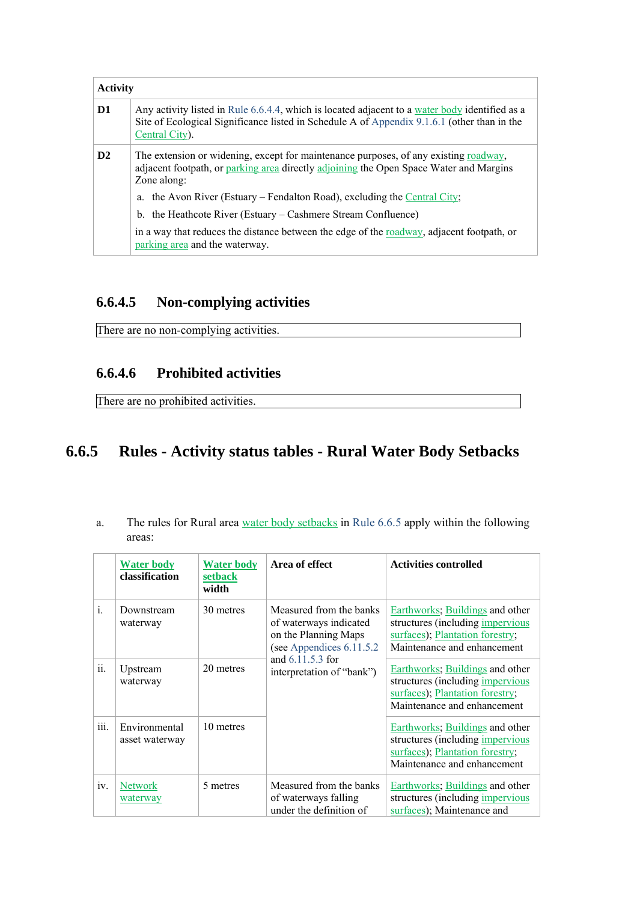| Activity | |
|---|---|
| **D1** | Any activity listed in Rule 6.6.4.4, which is located adjacent to a water body identified as a Site of Ecological Significance listed in Schedule A of Appendix 9.1.6.1 (other than in the Central City). |
| **D2** | The extension or widening, except for maintenance purposes, of any existing roadway, adjacent footpath, or parking area directly adjoining the Open Space Water and Margins Zone along: a. the Avon River (Estuary – Fendalton Road), excluding the Central City; b. the Heathcote River (Estuary – Cashmere Stream Confluence) in a way that reduces the distance between the edge of the roadway, adjacent footpath, or parking area and the waterway. |

### 6.6.4.5 Non-complying activities

There are no non-complying activities.

### 6.6.4.6 Prohibited activities

There are no prohibited activities.

## 6.6.5 Rules - Activity status tables - Rural Water Body Setbacks

a. The rules for Rural area water body setbacks in Rule 6.6.5 apply within the following areas:

| | **Water body classification** | **Water body setback width** | **Area of effect** | **Activities controlled** |
|---|---|---|---|---|
| i. | Downstream waterway | 30 metres | Measured from the banks of waterways indicated on the Planning Maps (see Appendices 6.11.5.2 and 6.11.5.3 for interpretation of "bank") | Earthworks; Buildings and other structures (including impervious surfaces); Plantation forestry; Maintenance and enhancement |
| ii. | Upstream waterway | 20 metres | | Earthworks; Buildings and other structures (including impervious surfaces); Plantation forestry; Maintenance and enhancement |
| iii. | Environmental asset waterway | 10 metres | | Earthworks; Buildings and other structures (including impervious surfaces); Plantation forestry; Maintenance and enhancement |
| iv. | Network waterway | 5 metres | Measured from the banks of waterways falling under the definition of | Earthworks; Buildings and other structures (including impervious surfaces); Maintenance and |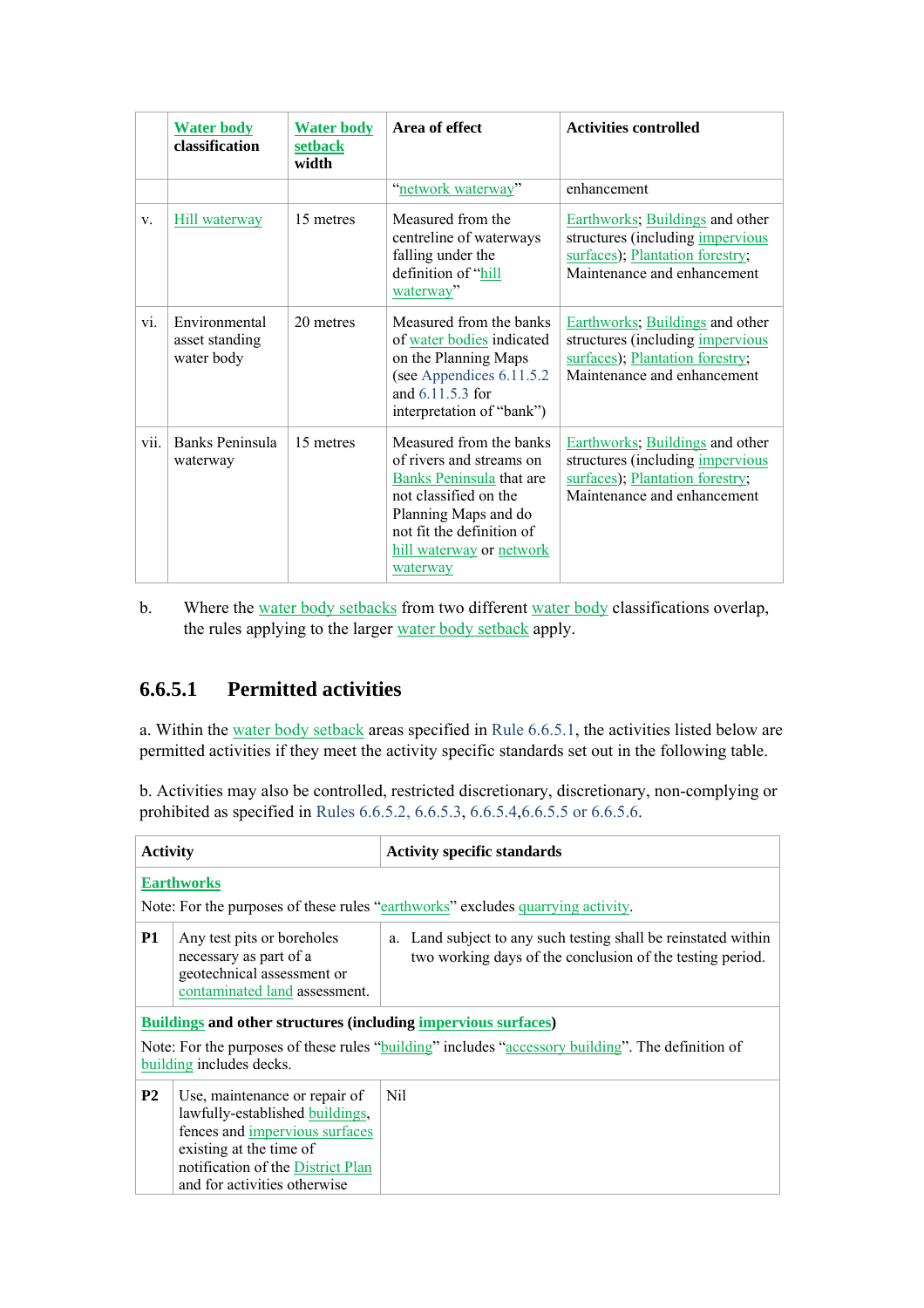| | Water body classification | Water body setback width | Area of effect | Activities controlled |
|---|---|---|---|---|
| | | | "network waterway" | enhancement |
| v. | Hill waterway | 15 metres | Measured from the centreline of waterways falling under the definition of "hill waterway" | Earthworks; Buildings and other structures (including impervious surfaces); Plantation forestry; Maintenance and enhancement |
| vi. | Environmental asset standing water body | 20 metres | Measured from the banks of water bodies indicated on the Planning Maps (see Appendices 6.11.5.2 and 6.11.5.3 for interpretation of "bank") | Earthworks; Buildings and other structures (including impervious surfaces); Plantation forestry; Maintenance and enhancement |
| vii. | Banks Peninsula waterway | 15 metres | Measured from the banks of rivers and streams on Banks Peninsula that are not classified on the Planning Maps and do not fit the definition of hill waterway or network waterway | Earthworks; Buildings and other structures (including impervious surfaces); Plantation forestry; Maintenance and enhancement |

b. Where the water body setbacks from two different water body classifications overlap, the rules applying to the larger water body setback apply.

### 6.6.5.1 Permitted activities

a. Within the water body setback areas specified in Rule 6.6.5.1, the activities listed below are permitted activities if they meet the activity specific standards set out in the following table.

b. Activities may also be controlled, restricted discretionary, discretionary, non-complying or prohibited as specified in Rules 6.6.5.2, 6.6.5.3, 6.6.5.4,6.6.5.5 or 6.6.5.6.

| | Activity | Activity specific standards |
|---|---|---|
| **Earthworks**<br>Note: For the purposes of these rules "earthworks" excludes quarrying activity. | | |
| **P1** | Any test pits or boreholes necessary as part of a geotechnical assessment or contaminated land assessment. | a. Land subject to any such testing shall be reinstated within two working days of the conclusion of the testing period. |
| **Buildings and other structures (including impervious surfaces)**<br>Note: For the purposes of these rules "building" includes "accessory building". The definition of building includes decks. | | |
| **P2** | Use, maintenance or repair of lawfully-established buildings, fences and impervious surfaces existing at the time of notification of the District Plan and for activities otherwise | Nil |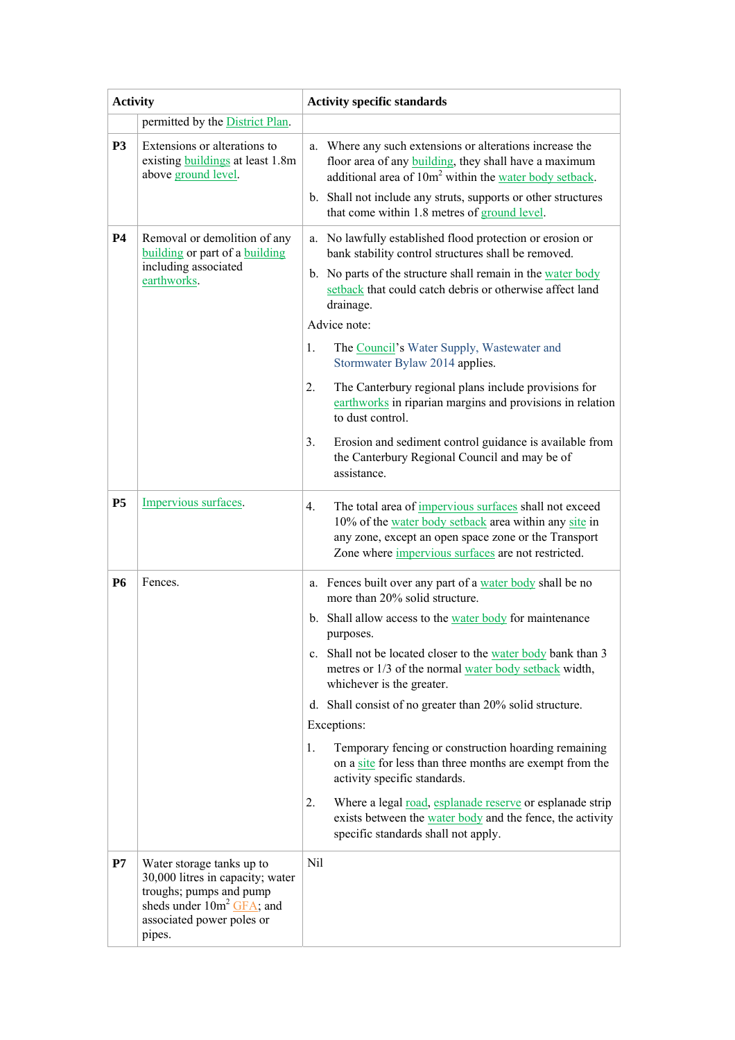| Activity | | Activity specific standards |
|---|---|---|
| | permitted by the District Plan. | |
| **P3** | Extensions or alterations to existing buildings at least 1.8m above ground level. | a. Where any such extensions or alterations increase the floor area of any building, they shall have a maximum additional area of $10m^2$ within the water body setback.<br>b. Shall not include any struts, supports or other structures that come within 1.8 metres of ground level. |
| **P4** | Removal or demolition of any building or part of a building including associated earthworks. | a. No lawfully established flood protection or erosion or bank stability control structures shall be removed.<br>b. No parts of the structure shall remain in the water body setback that could catch debris or otherwise affect land drainage.<br>Advice note:<br>1. The Council's Water Supply, Wastewater and Stormwater Bylaw 2014 applies.<br>2. The Canterbury regional plans include provisions for earthworks in riparian margins and provisions in relation to dust control.<br>3. Erosion and sediment control guidance is available from the Canterbury Regional Council and may be of assistance. |
| **P5** | Impervious surfaces. | 4. The total area of impervious surfaces shall not exceed 10% of the water body setback area within any site in any zone, except an open space zone or the Transport Zone where impervious surfaces are not restricted. |
| **P6** | Fences. | a. Fences built over any part of a water body shall be no more than 20% solid structure.<br>b. Shall allow access to the water body for maintenance purposes.<br>c. Shall not be located closer to the water body bank than 3 metres or 1/3 of the normal water body setback width, whichever is the greater.<br>d. Shall consist of no greater than 20% solid structure.<br>Exceptions:<br>1. Temporary fencing or construction hoarding remaining on a site for less than three months are exempt from the activity specific standards.<br>2. Where a legal road, esplanade reserve or esplanade strip exists between the water body and the fence, the activity specific standards shall not apply. |
| **P7** | Water storage tanks up to 30,000 litres in capacity; water troughs; pumps and pump sheds under $10m^2$ GFA; and associated power poles or pipes. | Nil |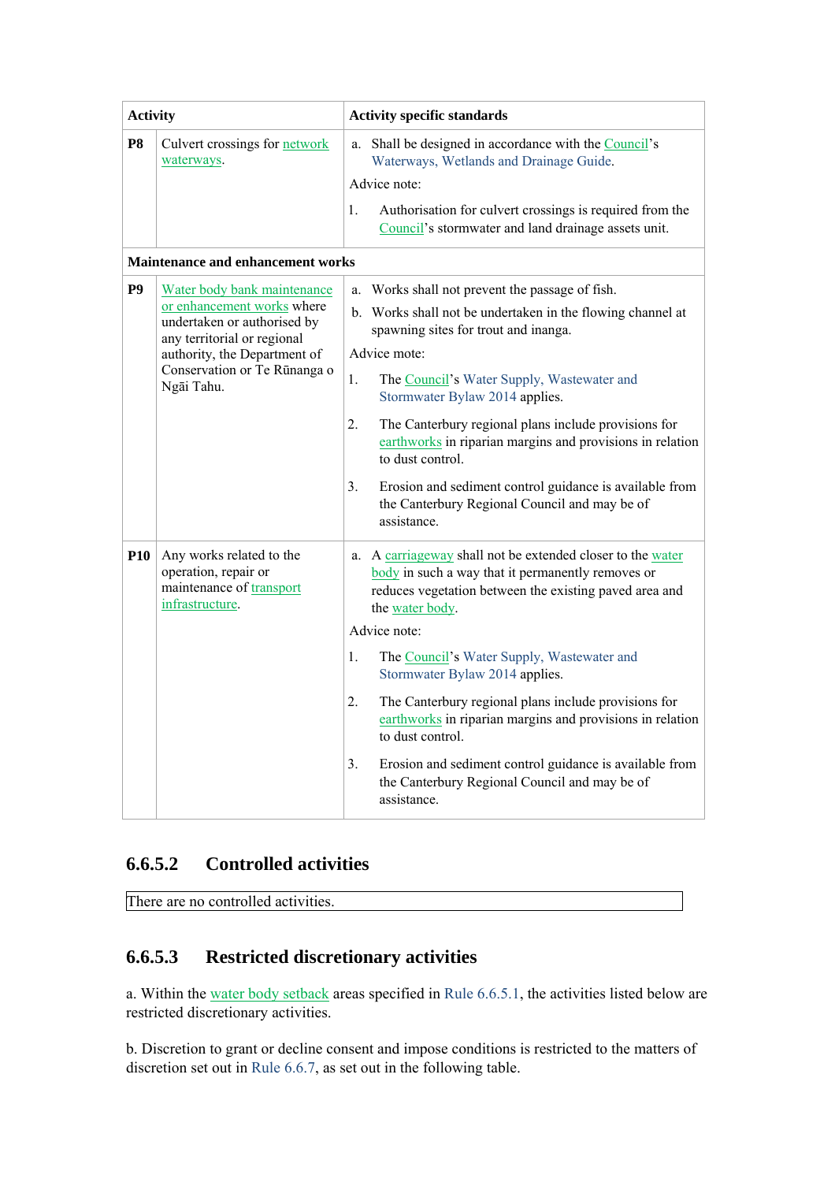| Activity | | Activity specific standards |
|---|---|---|
| **P8** | Culvert crossings for network waterways. | a. Shall be designed in accordance with the Council's Waterways, Wetlands and Drainage Guide.<br><br>Advice note:<br><br>1. Authorisation for culvert crossings is required from the Council's stormwater and land drainage assets unit. |
| **Maintenance and enhancement works** | | |
| **P9** | Water body bank maintenance or enhancement works where undertaken or authorised by any territorial or regional authority, the Department of Conservation or Te Rūnanga o Ngāi Tahu. | a. Works shall not prevent the passage of fish.<br>b. Works shall not be undertaken in the flowing channel at spawning sites for trout and inanga.<br><br>Advice mote:<br><br>1. The Council's Water Supply, Wastewater and Stormwater Bylaw 2014 applies.<br><br>2. The Canterbury regional plans include provisions for earthworks in riparian margins and provisions in relation to dust control.<br><br>3. Erosion and sediment control guidance is available from the Canterbury Regional Council and may be of assistance. |
| **P10** | Any works related to the operation, repair or maintenance of transport infrastructure. | a. A carriageway shall not be extended closer to the water body in such a way that it permanently removes or reduces vegetation between the existing paved area and the water body.<br><br>Advice note:<br><br>1. The Council's Water Supply, Wastewater and Stormwater Bylaw 2014 applies.<br><br>2. The Canterbury regional plans include provisions for earthworks in riparian margins and provisions in relation to dust control.<br><br>3. Erosion and sediment control guidance is available from the Canterbury Regional Council and may be of assistance. |

### 6.6.5.2 Controlled activities

There are no controlled activities.

### 6.6.5.3 Restricted discretionary activities

a. Within the water body setback areas specified in Rule 6.6.5.1, the activities listed below are restricted discretionary activities.

b. Discretion to grant or decline consent and impose conditions is restricted to the matters of discretion set out in Rule 6.6.7, as set out in the following table.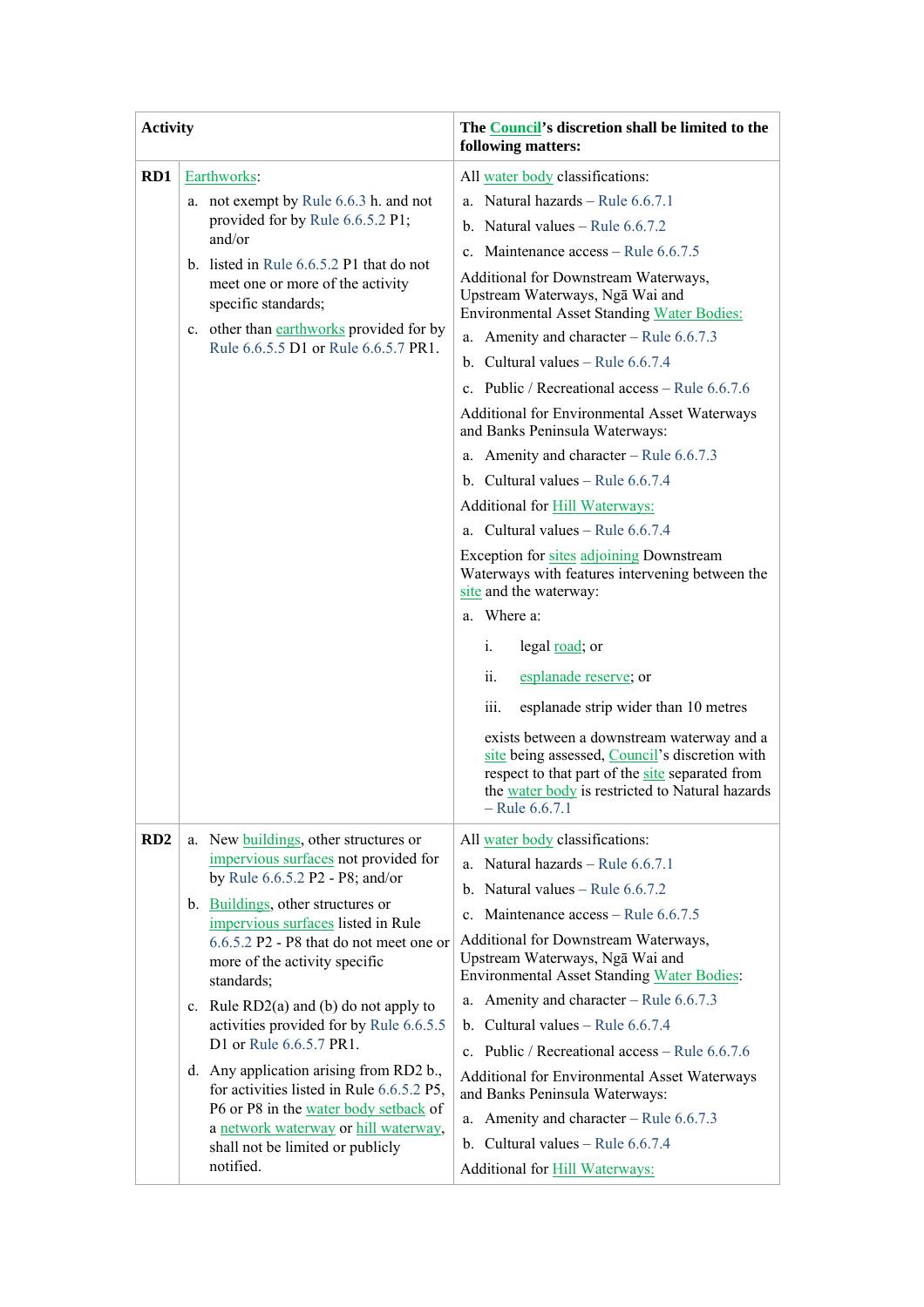| Activity | | The Council's discretion shall be limited to the following matters: |
|---|---|---|
| RD1 | Earthworks:<br>a. not exempt by Rule 6.6.3 h. and not provided for by Rule 6.6.5.2 P1; and/or<br>b. listed in Rule 6.6.5.2 P1 that do not meet one or more of the activity specific standards;<br>c. other than earthworks provided for by Rule 6.6.5.5 D1 or Rule 6.6.5.7 PR1. | All water body classifications:<br>a. Natural hazards – Rule 6.6.7.1<br>b. Natural values – Rule 6.6.7.2<br>c. Maintenance access – Rule 6.6.7.5<br>Additional for Downstream Waterways, Upstream Waterways, Ngā Wai and Environmental Asset Standing Water Bodies:<br>a. Amenity and character – Rule 6.6.7.3<br>b. Cultural values – Rule 6.6.7.4<br>c. Public / Recreational access – Rule 6.6.7.6<br>Additional for Environmental Asset Waterways and Banks Peninsula Waterways:<br>a. Amenity and character – Rule 6.6.7.3<br>b. Cultural values – Rule 6.6.7.4<br>Additional for Hill Waterways:<br>a. Cultural values – Rule 6.6.7.4<br>Exception for sites adjoining Downstream Waterways with features intervening between the site and the waterway:<br>a. Where a:<br>i. legal road; or<br>ii. esplanade reserve; or<br>iii. esplanade strip wider than 10 metres<br>exists between a downstream waterway and a site being assessed, Council's discretion with respect to that part of the site separated from the water body is restricted to Natural hazards – Rule 6.6.7.1 |
| RD2 | a. New buildings, other structures or impervious surfaces not provided for by Rule 6.6.5.2 P2 - P8; and/or<br>b. Buildings, other structures or impervious surfaces listed in Rule 6.6.5.2 P2 - P8 that do not meet one or more of the activity specific standards;<br>c. Rule RD2(a) and (b) do not apply to activities provided for by Rule 6.6.5.5 D1 or Rule 6.6.5.7 PR1.<br>d. Any application arising from RD2 b., for activities listed in Rule 6.6.5.2 P5, P6 or P8 in the water body setback of a network waterway or hill waterway, shall not be limited or publicly notified. | All water body classifications:<br>a. Natural hazards – Rule 6.6.7.1<br>b. Natural values – Rule 6.6.7.2<br>c. Maintenance access – Rule 6.6.7.5<br>Additional for Downstream Waterways, Upstream Waterways, Ngā Wai and Environmental Asset Standing Water Bodies:<br>a. Amenity and character – Rule 6.6.7.3<br>b. Cultural values – Rule 6.6.7.4<br>c. Public / Recreational access – Rule 6.6.7.6<br>Additional for Environmental Asset Waterways and Banks Peninsula Waterways:<br>a. Amenity and character – Rule 6.6.7.3<br>b. Cultural values – Rule 6.6.7.4<br>Additional for Hill Waterways: |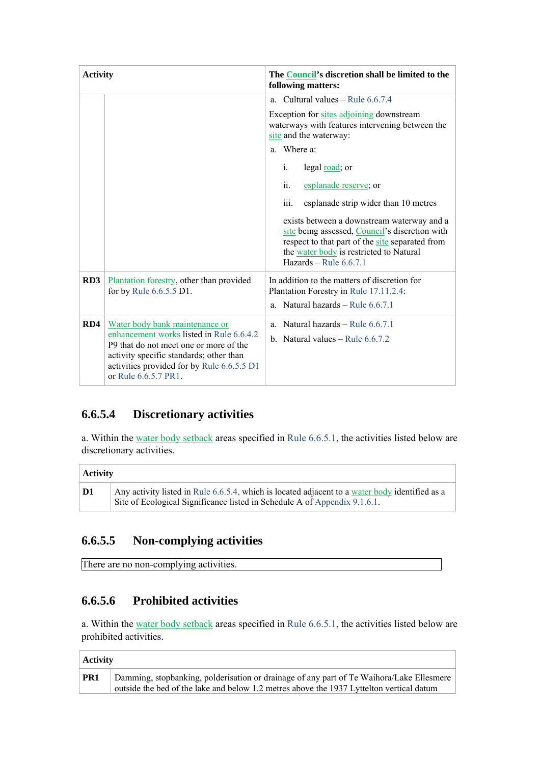| Activity | | The Council's discretion shall be limited to the following matters: |
|---|---|---|
| | | a. Cultural values – Rule 6.6.7.4<br><br>Exception for sites adjoining downstream waterways with features intervening between the site and the waterway:<br><br>a. Where a:<br><br>i. legal road; or<br><br>ii. esplanade reserve; or<br><br>iii. esplanade strip wider than 10 metres<br><br>exists between a downstream waterway and a site being assessed, Council's discretion with respect to that part of the site separated from the water body is restricted to Natural Hazards – Rule 6.6.7.1 |
| RD3 | Plantation forestry, other than provided for by Rule 6.6.5.5 D1. | In addition to the matters of discretion for Plantation Forestry in Rule 17.11.2.4:<br><br>a. Natural hazards – Rule 6.6.7.1 |
| RD4 | Water body bank maintenance or enhancement works listed in Rule 6.6.4.2 P9 that do not meet one or more of the activity specific standards; other than activities provided for by Rule 6.6.5.5 D1 or Rule 6.6.5.7 PR1. | a. Natural hazards – Rule 6.6.7.1<br><br>b. Natural values – Rule 6.6.7.2 |

### 6.6.5.4 Discretionary activities

a. Within the water body setback areas specified in Rule 6.6.5.1, the activities listed below are discretionary activities.

| Activity | |
|---|---|
| D1 | Any activity listed in Rule 6.6.5.4, which is located adjacent to a water body identified as a Site of Ecological Significance listed in Schedule A of Appendix 9.1.6.1. |

### 6.6.5.5 Non-complying activities

There are no non-complying activities.

### 6.6.5.6 Prohibited activities

a. Within the water body setback areas specified in Rule 6.6.5.1, the activities listed below are prohibited activities.

| Activity | |
|---|---|
| PR1 | Damming, stopbanking, polderisation or drainage of any part of Te Waihora/Lake Ellesmere outside the bed of the lake and below 1.2 metres above the 1937 Lyttelton vertical datum |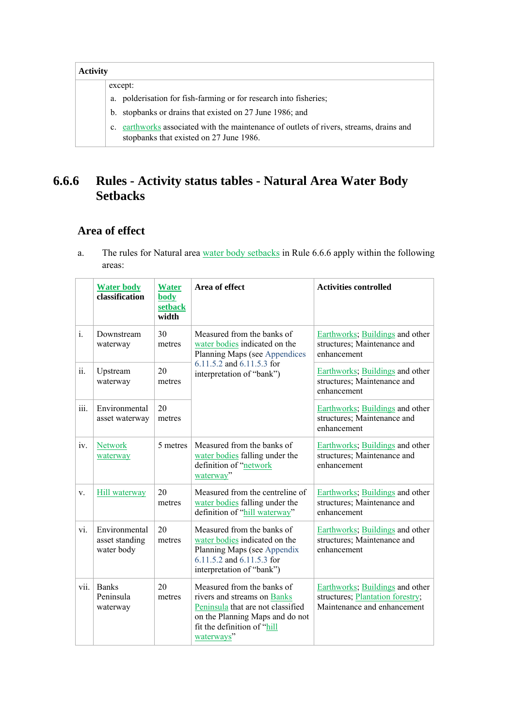| Activity | |
|---|---|
| | except:<br>a. polderisation for fish-farming or for research into fisheries;<br>b. stopbanks or drains that existed on 27 June 1986; and<br>c. earthworks associated with the maintenance of outlets of rivers, streams, drains and stopbanks that existed on 27 June 1986. |

## 6.6.6 Rules - Activity status tables - Natural Area Water Body Setbacks

### Area of effect

a. The rules for Natural area water body setbacks in Rule 6.6.6 apply within the following areas:

| | Water body classification | Water body setback width | Area of effect | Activities controlled |
|---|---|---|---|---|
| i. | Downstream waterway | 30 metres | Measured from the banks of water bodies indicated on the Planning Maps (see Appendices 6.11.5.2 and 6.11.5.3 for interpretation of "bank") | Earthworks; Buildings and other structures; Maintenance and enhancement |
| ii. | Upstream waterway | 20 metres | | Earthworks; Buildings and other structures; Maintenance and enhancement |
| iii. | Environmental asset waterway | 20 metres | | Earthworks; Buildings and other structures; Maintenance and enhancement |
| iv. | Network waterway | 5 metres | Measured from the banks of water bodies falling under the definition of "network waterway" | Earthworks; Buildings and other structures; Maintenance and enhancement |
| v. | Hill waterway | 20 metres | Measured from the centreline of water bodies falling under the definition of "hill waterway" | Earthworks; Buildings and other structures; Maintenance and enhancement |
| vi. | Environmental asset standing water body | 20 metres | Measured from the banks of water bodies indicated on the Planning Maps (see Appendix 6.11.5.2 and 6.11.5.3 for interpretation of "bank") | Earthworks; Buildings and other structures; Maintenance and enhancement |
| vii. | Banks Peninsula waterway | 20 metres | Measured from the banks of rivers and streams on Banks Peninsula that are not classified on the Planning Maps and do not fit the definition of "hill waterways" | Earthworks; Buildings and other structures; Plantation forestry; Maintenance and enhancement |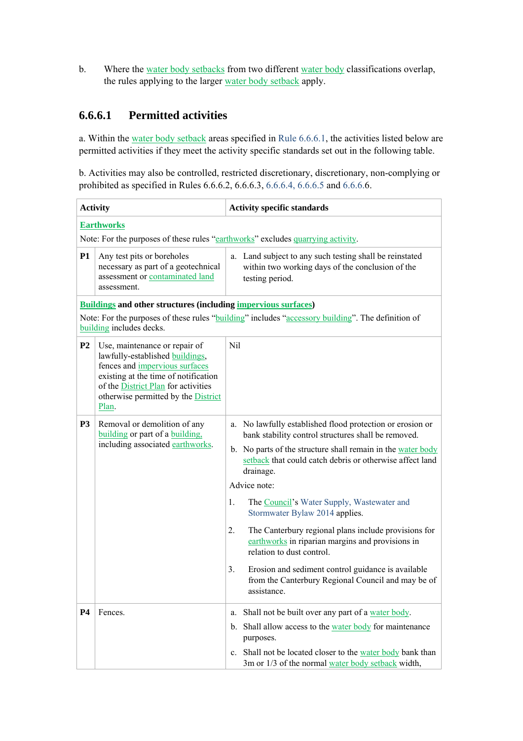b. Where the water body setbacks from two different water body classifications overlap, the rules applying to the larger water body setback apply.

### 6.6.6.1 Permitted activities

a. Within the water body setback areas specified in Rule 6.6.6.1, the activities listed below are permitted activities if they meet the activity specific standards set out in the following table.

b. Activities may also be controlled, restricted discretionary, discretionary, non-complying or prohibited as specified in Rules 6.6.6.2, 6.6.6.3, 6.6.6.4, 6.6.6.5 and 6.6.6.6.

| | Activity | Activity specific standards |
|---|---|---|
| **Earthworks**<br>Note: For the purposes of these rules "earthworks" excludes quarrying activity. | | |
| **P1** | Any test pits or boreholes necessary as part of a geotechnical assessment or contaminated land assessment. | a. Land subject to any such testing shall be reinstated within two working days of the conclusion of the testing period. |
| **Buildings and other structures (including impervious surfaces)**<br>Note: For the purposes of these rules "building" includes "accessory building". The definition of building includes decks. | | |
| **P2** | Use, maintenance or repair of lawfully-established buildings, fences and impervious surfaces existing at the time of notification of the District Plan for activities otherwise permitted by the District Plan. | Nil |
| **P3** | Removal or demolition of any building or part of a building, including associated earthworks. | a. No lawfully established flood protection or erosion or bank stability control structures shall be removed.<br>b. No parts of the structure shall remain in the water body setback that could catch debris or otherwise affect land drainage.<br>Advice note:<br>1. The Council's Water Supply, Wastewater and Stormwater Bylaw 2014 applies.<br>2. The Canterbury regional plans include provisions for earthworks in riparian margins and provisions in relation to dust control.<br>3. Erosion and sediment control guidance is available from the Canterbury Regional Council and may be of assistance. |
| **P4** | Fences. | a. Shall not be built over any part of a water body.<br>b. Shall allow access to the water body for maintenance purposes.<br>c. Shall not be located closer to the water body bank than 3m or 1/3 of the normal water body setback width, |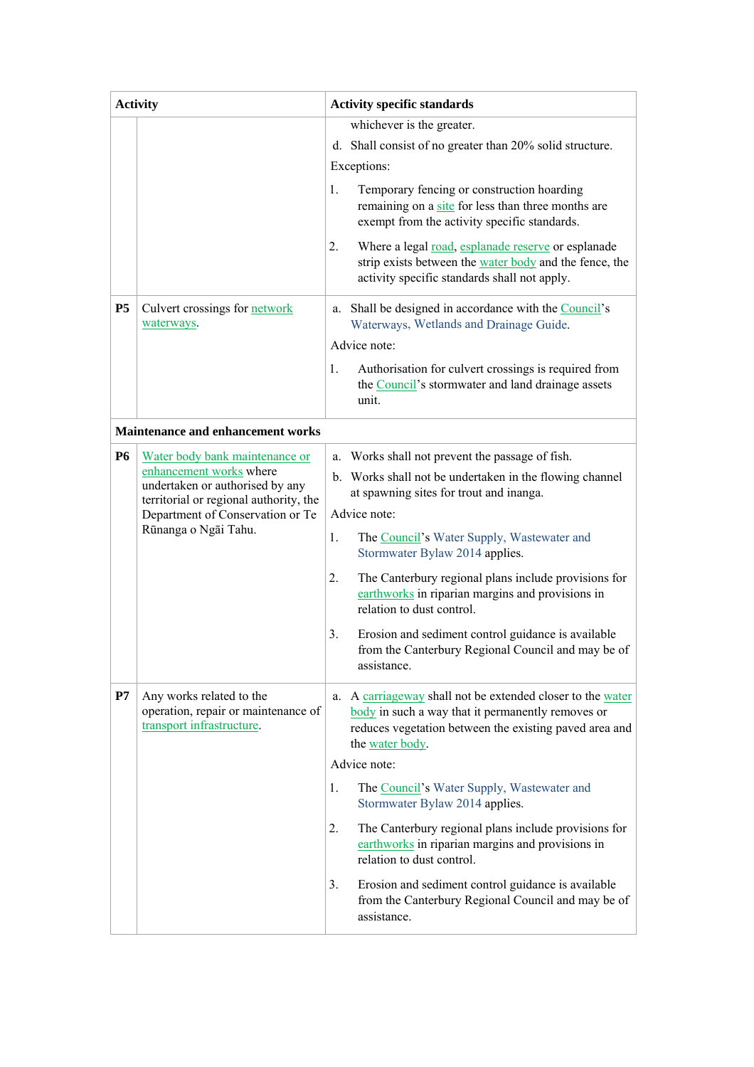| | Activity | Activity specific standards |
|---|---|---|
| | | whichever is the greater.<br>d. Shall consist of no greater than 20% solid structure.<br>Exceptions:<br>1. Temporary fencing or construction hoarding remaining on a site for less than three months are exempt from the activity specific standards.<br>2. Where a legal road, esplanade reserve or esplanade strip exists between the water body and the fence, the activity specific standards shall not apply. |
| **P5** | Culvert crossings for network waterways. | a. Shall be designed in accordance with the Council's Waterways, Wetlands and Drainage Guide.<br>Advice note:<br>1. Authorisation for culvert crossings is required from the Council's stormwater and land drainage assets unit. |
| **Maintenance and enhancement works** | | |
| **P6** | Water body bank maintenance or enhancement works where undertaken or authorised by any territorial or regional authority, the Department of Conservation or Te Rūnanga o Ngāi Tahu. | a. Works shall not prevent the passage of fish.<br>b. Works shall not be undertaken in the flowing channel at spawning sites for trout and inanga.<br>Advice note:<br>1. The Council's Water Supply, Wastewater and Stormwater Bylaw 2014 applies.<br>2. The Canterbury regional plans include provisions for earthworks in riparian margins and provisions in relation to dust control.<br>3. Erosion and sediment control guidance is available from the Canterbury Regional Council and may be of assistance. |
| **P7** | Any works related to the operation, repair or maintenance of transport infrastructure. | a. A carriageway shall not be extended closer to the water body in such a way that it permanently removes or reduces vegetation between the existing paved area and the water body.<br>Advice note:<br>1. The Council's Water Supply, Wastewater and Stormwater Bylaw 2014 applies.<br>2. The Canterbury regional plans include provisions for earthworks in riparian margins and provisions in relation to dust control.<br>3. Erosion and sediment control guidance is available from the Canterbury Regional Council and may be of assistance. |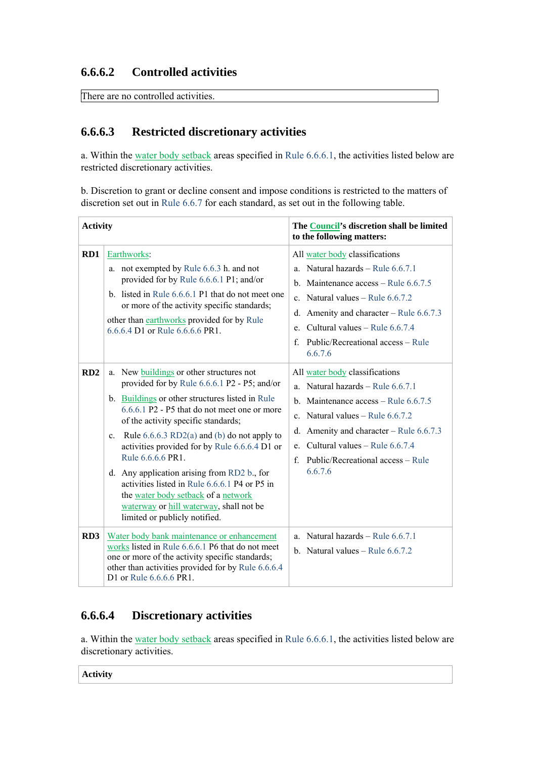### 6.6.6.2 Controlled activities

| There are no controlled activities. |
|---|

### 6.6.6.3 Restricted discretionary activities

a. Within the water body setback areas specified in Rule 6.6.6.1, the activities listed below are restricted discretionary activities.

b. Discretion to grant or decline consent and impose conditions is restricted to the matters of discretion set out in Rule 6.6.7 for each standard, as set out in the following table.

| | Activity | The Council's discretion shall be limited to the following matters: |
|---|---|---|
| **RD1** | Earthworks:<br>a. not exempted by Rule 6.6.3 h. and not provided for by Rule 6.6.6.1 P1; and/or<br>b. listed in Rule 6.6.6.1 P1 that do not meet one or more of the activity specific standards;<br>other than earthworks provided for by Rule 6.6.6.4 D1 or Rule 6.6.6.6 PR1. | All water body classifications<br>a. Natural hazards – Rule 6.6.7.1<br>b. Maintenance access – Rule 6.6.7.5<br>c. Natural values – Rule 6.6.7.2<br>d. Amenity and character – Rule 6.6.7.3<br>e. Cultural values – Rule 6.6.7.4<br>f. Public/Recreational access – Rule 6.6.7.6 |
| **RD2** | a. New buildings or other structures not provided for by Rule 6.6.6.1 P2 - P5; and/or<br>b. Buildings or other structures listed in Rule 6.6.6.1 P2 - P5 that do not meet one or more of the activity specific standards;<br>c. Rule 6.6.6.3 RD2(a) and (b) do not apply to activities provided for by Rule 6.6.6.4 D1 or Rule 6.6.6.6 PR1.<br>d. Any application arising from RD2 b., for activities listed in Rule 6.6.6.1 P4 or P5 in the water body setback of a network waterway or hill waterway, shall not be limited or publicly notified. | All water body classifications<br>a. Natural hazards – Rule 6.6.7.1<br>b. Maintenance access – Rule 6.6.7.5<br>c. Natural values – Rule 6.6.7.2<br>d. Amenity and character – Rule 6.6.7.3<br>e. Cultural values – Rule 6.6.7.4<br>f. Public/Recreational access – Rule 6.6.7.6 |
| **RD3** | Water body bank maintenance or enhancement works listed in Rule 6.6.6.1 P6 that do not meet one or more of the activity specific standards; other than activities provided for by Rule 6.6.6.4 D1 or Rule 6.6.6.6 PR1. | a. Natural hazards – Rule 6.6.7.1<br>b. Natural values – Rule 6.6.7.2 |

### 6.6.6.4 Discretionary activities

a. Within the water body setback areas specified in Rule 6.6.6.1, the activities listed below are discretionary activities.

| Activity |
|---|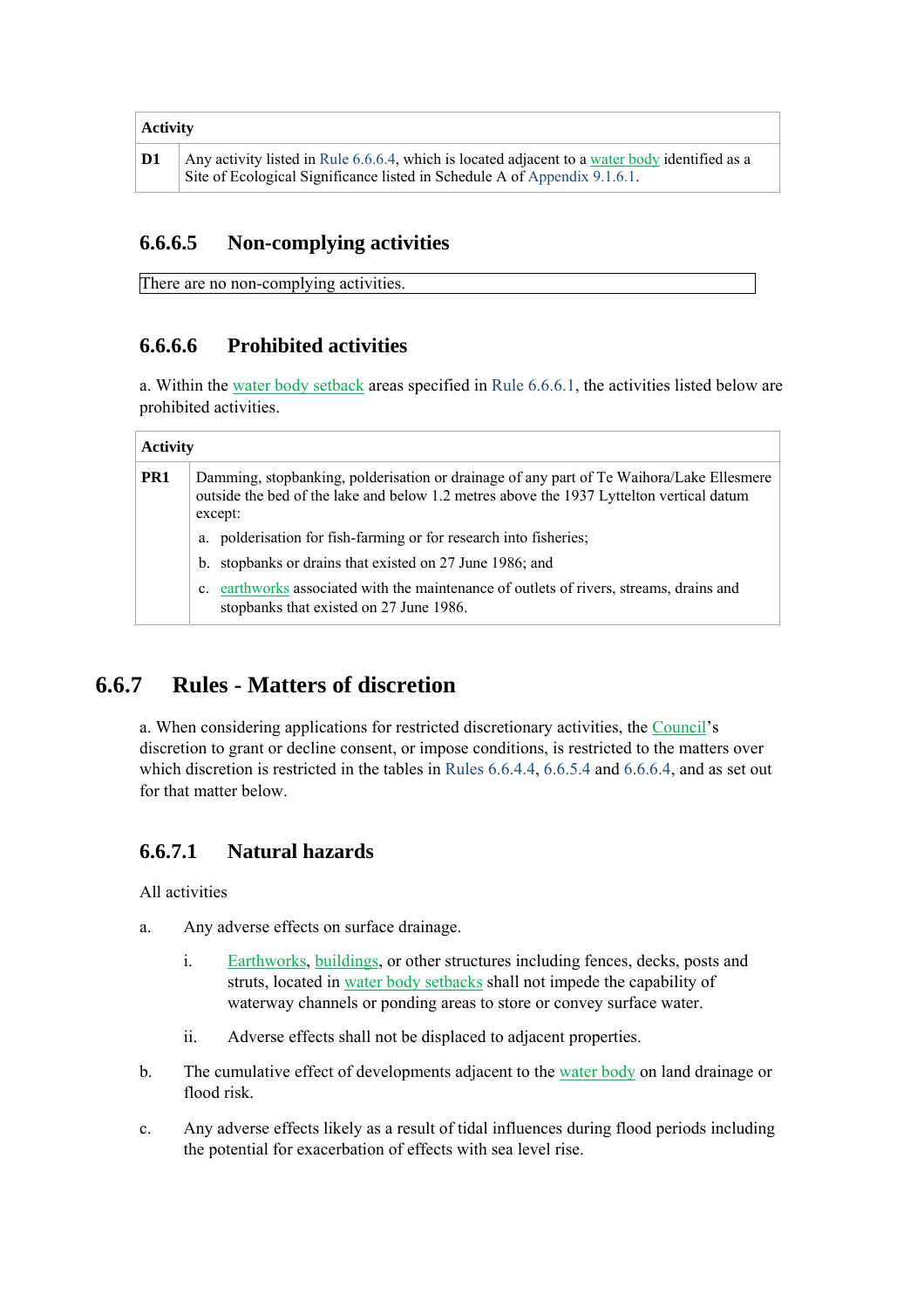| Activity | |
|---|---|
| **D1** | Any activity listed in Rule 6.6.6.4, which is located adjacent to a water body identified as a Site of Ecological Significance listed in Schedule A of Appendix 9.1.6.1. |

### 6.6.6.5 Non-complying activities

There are no non-complying activities.

### 6.6.6.6 Prohibited activities

a. Within the water body setback areas specified in Rule 6.6.6.1, the activities listed below are prohibited activities.

| Activity | |
|---|---|
| **PR1** | Damming, stopbanking, polderisation or drainage of any part of Te Waihora/Lake Ellesmere outside the bed of the lake and below 1.2 metres above the 1937 Lyttelton vertical datum except:<br>a. polderisation for fish-farming or for research into fisheries;<br>b. stopbanks or drains that existed on 27 June 1986; and<br>c. earthworks associated with the maintenance of outlets of rivers, streams, drains and stopbanks that existed on 27 June 1986. |

## 6.6.7 Rules - Matters of discretion

a. When considering applications for restricted discretionary activities, the Council's discretion to grant or decline consent, or impose conditions, is restricted to the matters over which discretion is restricted in the tables in Rules 6.6.4.4, 6.6.5.4 and 6.6.6.4, and as set out for that matter below.

### 6.6.7.1 Natural hazards

All activities

a. Any adverse effects on surface drainage.

   i. Earthworks, buildings, or other structures including fences, decks, posts and struts, located in water body setbacks shall not impede the capability of waterway channels or ponding areas to store or convey surface water.

   ii. Adverse effects shall not be displaced to adjacent properties.

b. The cumulative effect of developments adjacent to the water body on land drainage or flood risk.

c. Any adverse effects likely as a result of tidal influences during flood periods including the potential for exacerbation of effects with sea level rise.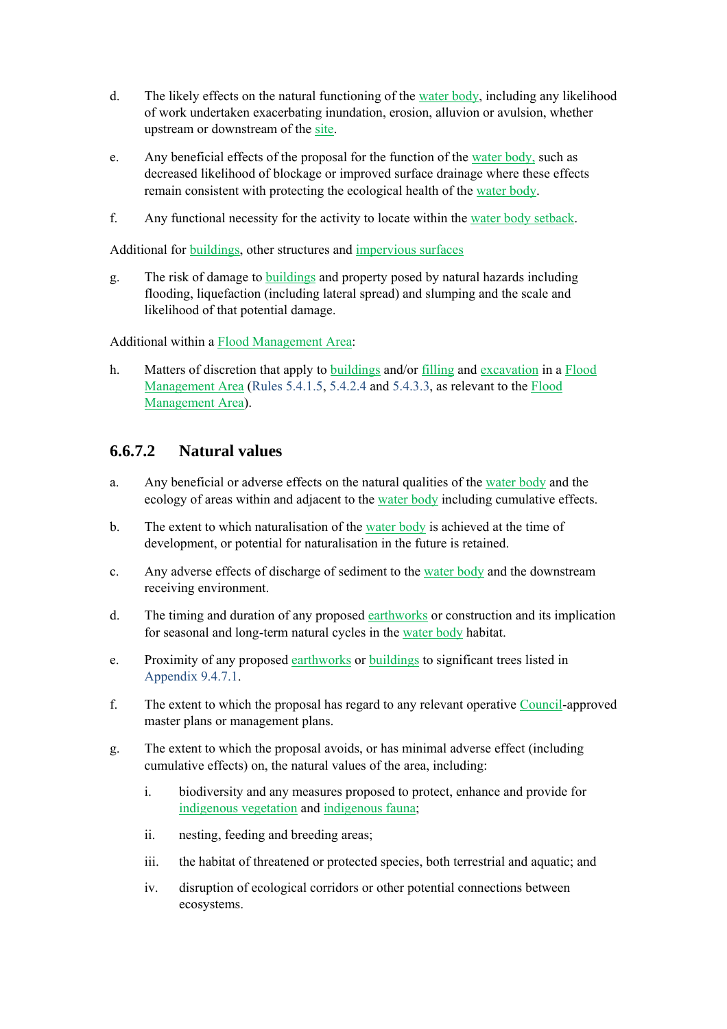d. The likely effects on the natural functioning of the water body, including any likelihood of work undertaken exacerbating inundation, erosion, alluvion or avulsion, whether upstream or downstream of the site.

e. Any beneficial effects of the proposal for the function of the water body, such as decreased likelihood of blockage or improved surface drainage where these effects remain consistent with protecting the ecological health of the water body.

f. Any functional necessity for the activity to locate within the water body setback.

Additional for buildings, other structures and impervious surfaces

g. The risk of damage to buildings and property posed by natural hazards including flooding, liquefaction (including lateral spread) and slumping and the scale and likelihood of that potential damage.

Additional within a Flood Management Area:

h. Matters of discretion that apply to buildings and/or filling and excavation in a Flood Management Area (Rules 5.4.1.5, 5.4.2.4 and 5.4.3.3, as relevant to the Flood Management Area).

### 6.6.7.2 Natural values

a. Any beneficial or adverse effects on the natural qualities of the water body and the ecology of areas within and adjacent to the water body including cumulative effects.

b. The extent to which naturalisation of the water body is achieved at the time of development, or potential for naturalisation in the future is retained.

c. Any adverse effects of discharge of sediment to the water body and the downstream receiving environment.

d. The timing and duration of any proposed earthworks or construction and its implication for seasonal and long-term natural cycles in the water body habitat.

e. Proximity of any proposed earthworks or buildings to significant trees listed in Appendix 9.4.7.1.

f. The extent to which the proposal has regard to any relevant operative Council-approved master plans or management plans.

g. The extent to which the proposal avoids, or has minimal adverse effect (including cumulative effects) on, the natural values of the area, including:

   i. biodiversity and any measures proposed to protect, enhance and provide for indigenous vegetation and indigenous fauna;

   ii. nesting, feeding and breeding areas;

   iii. the habitat of threatened or protected species, both terrestrial and aquatic; and

   iv. disruption of ecological corridors or other potential connections between ecosystems.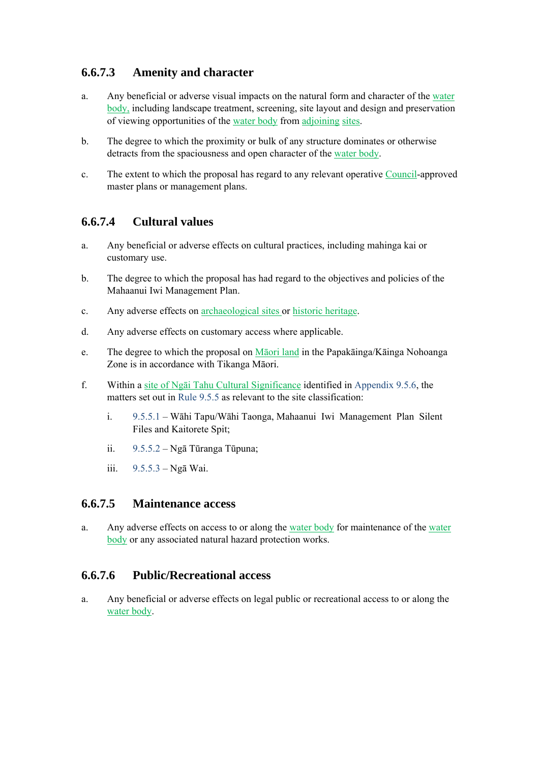### 6.6.7.3 Amenity and character

a. Any beneficial or adverse visual impacts on the natural form and character of the water body, including landscape treatment, screening, site layout and design and preservation of viewing opportunities of the water body from adjoining sites.

b. The degree to which the proximity or bulk of any structure dominates or otherwise detracts from the spaciousness and open character of the water body.

c. The extent to which the proposal has regard to any relevant operative Council-approved master plans or management plans.

### 6.6.7.4 Cultural values

a. Any beneficial or adverse effects on cultural practices, including mahinga kai or customary use.

b. The degree to which the proposal has had regard to the objectives and policies of the Mahaanui Iwi Management Plan.

c. Any adverse effects on archaeological sites or historic heritage.

d. Any adverse effects on customary access where applicable.

e. The degree to which the proposal on Māori land in the Papakāinga/Kāinga Nohoanga Zone is in accordance with Tikanga Māori.

f. Within a site of Ngāi Tahu Cultural Significance identified in Appendix 9.5.6, the matters set out in Rule 9.5.5 as relevant to the site classification:

   i. 9.5.5.1 – Wāhi Tapu/Wāhi Taonga, Mahaanui Iwi Management Plan Silent Files and Kaitorete Spit;

   ii. 9.5.5.2 – Ngā Tūranga Tūpuna;

   iii. 9.5.5.3 – Ngā Wai.

### 6.6.7.5 Maintenance access

a. Any adverse effects on access to or along the water body for maintenance of the water body or any associated natural hazard protection works.

### 6.6.7.6 Public/Recreational access

a. Any beneficial or adverse effects on legal public or recreational access to or along the water body.